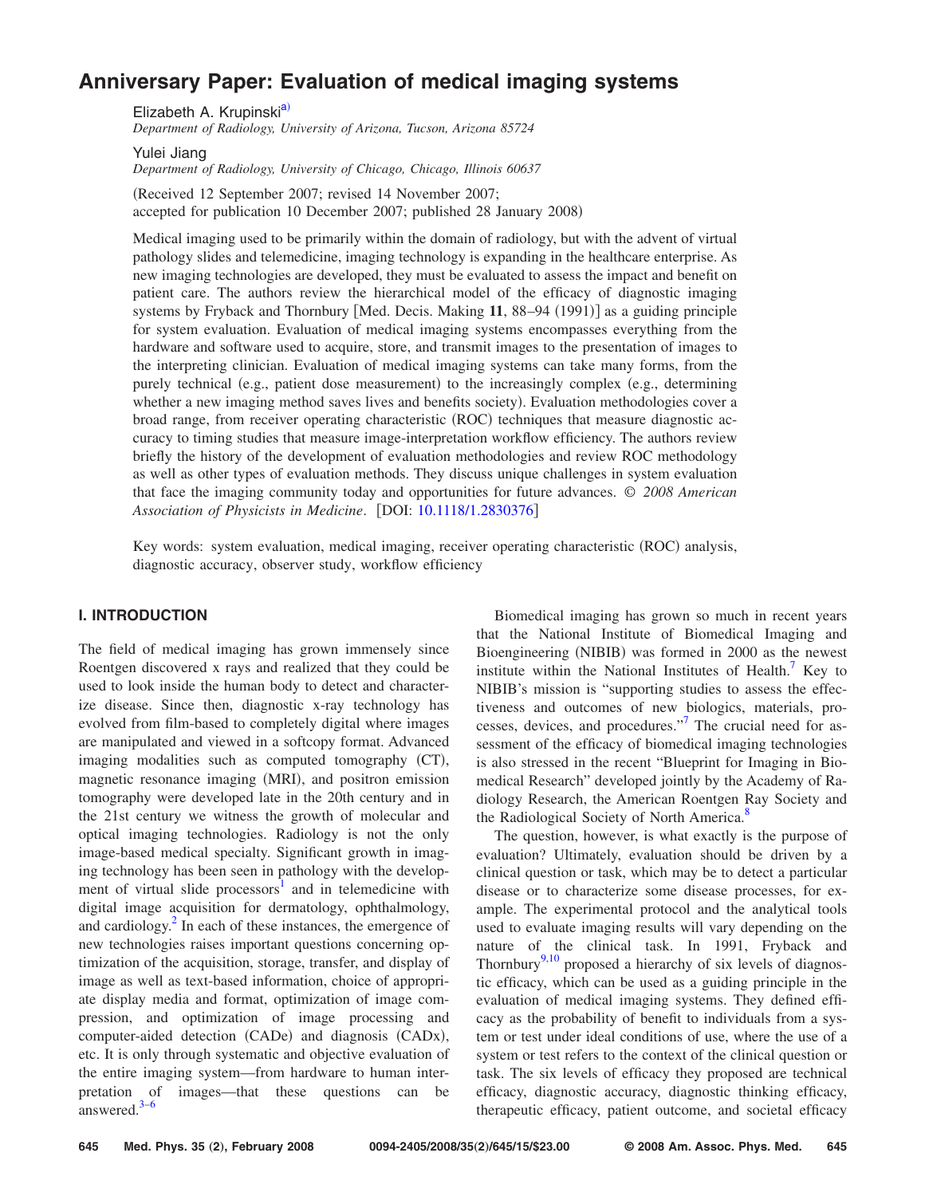# Anniversary Paper: Evaluation of medical imaging systems

Elizabeth A. Krupinski[a)]
*Department of Radiology, University of Arizona, Tucson, Arizona 85724*

Yulei Jiang
*Department of Radiology, University of Chicago, Chicago, Illinois 60637*

(Received 12 September 2007; revised 14 November 2007; accepted for publication 10 December 2007; published 28 January 2008)

Medical imaging used to be primarily within the domain of radiology, but with the advent of virtual pathology slides and telemedicine, imaging technology is expanding in the healthcare enterprise. As new imaging technologies are developed, they must be evaluated to assess the impact and benefit on patient care. The authors review the hierarchical model of the efficacy of diagnostic imaging systems by Fryback and Thornbury [Med. Decis. Making **11**, 88–94 (1991)] as a guiding principle for system evaluation. Evaluation of medical imaging systems encompasses everything from the hardware and software used to acquire, store, and transmit images to the presentation of images to the interpreting clinician. Evaluation of medical imaging systems can take many forms, from the purely technical (e.g., patient dose measurement) to the increasingly complex (e.g., determining whether a new imaging method saves lives and benefits society). Evaluation methodologies cover a broad range, from receiver operating characteristic (ROC) techniques that measure diagnostic accuracy to timing studies that measure image-interpretation workflow efficiency. The authors review briefly the history of the development of evaluation methodologies and review ROC methodology as well as other types of evaluation methods. They discuss unique challenges in system evaluation that face the imaging community today and opportunities for future advances. © *2008 American Association of Physicists in Medicine*. [DOI: 10.1118/1.2830376]

Key words: system evaluation, medical imaging, receiver operating characteristic (ROC) analysis, diagnostic accuracy, observer study, workflow efficiency

## I. INTRODUCTION

The field of medical imaging has grown immensely since Roentgen discovered x rays and realized that they could be used to look inside the human body to detect and characterize disease. Since then, diagnostic x-ray technology has evolved from film-based to completely digital where images are manipulated and viewed in a softcopy format. Advanced imaging modalities such as computed tomography (CT), magnetic resonance imaging (MRI), and positron emission tomography were developed late in the 20th century and in the 21st century we witness the growth of molecular and optical imaging technologies. Radiology is not the only image-based medical specialty. Significant growth in imaging technology has been seen in pathology with the development of virtual slide processors[1] and in telemedicine with digital image acquisition for dermatology, ophthalmology, and cardiology.[2] In each of these instances, the emergence of new technologies raises important questions concerning optimization of the acquisition, storage, transfer, and display of image as well as text-based information, choice of appropriate display media and format, optimization of image compression, and optimization of image processing and computer-aided detection (CADe) and diagnosis (CADx), etc. It is only through systematic and objective evaluation of the entire imaging system—from hardware to human interpretation of images—that these questions can be answered.[3–6]

Biomedical imaging has grown so much in recent years that the National Institute of Biomedical Imaging and Bioengineering (NIBIB) was formed in 2000 as the newest institute within the National Institutes of Health.[7] Key to NIBIB's mission is "supporting studies to assess the effectiveness and outcomes of new biologics, materials, processes, devices, and procedures."[7] The crucial need for assessment of the efficacy of biomedical imaging technologies is also stressed in the recent "Blueprint for Imaging in Biomedical Research" developed jointly by the Academy of Radiology Research, the American Roentgen Ray Society and the Radiological Society of North America.[8]

The question, however, is what exactly is the purpose of evaluation? Ultimately, evaluation should be driven by a clinical question or task, which may be to detect a particular disease or to characterize some disease processes, for example. The experimental protocol and the analytical tools used to evaluate imaging results will vary depending on the nature of the clinical task. In 1991, Fryback and Thornbury[9,10] proposed a hierarchy of six levels of diagnostic efficacy, which can be used as a guiding principle in the evaluation of medical imaging systems. They defined efficacy as the probability of benefit to individuals from a system or test under ideal conditions of use, where the use of a system or test refers to the context of the clinical question or task. The six levels of efficacy they proposed are technical efficacy, diagnostic accuracy, diagnostic thinking efficacy, therapeutic efficacy, patient outcome, and societal efficacy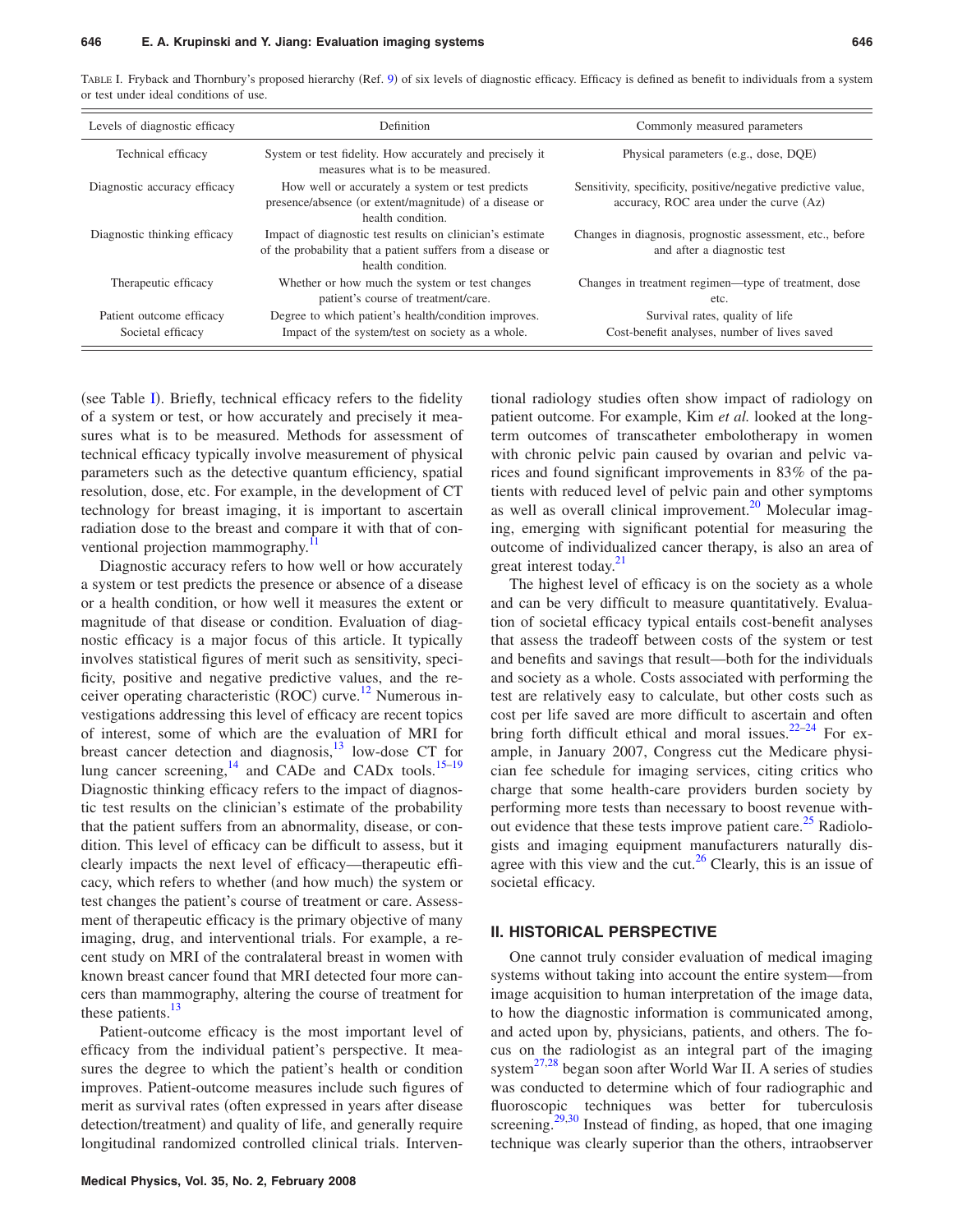TABLE I. Fryback and Thornbury's proposed hierarchy (Ref. 9) of six levels of diagnostic efficacy. Efficacy is defined as benefit to individuals from a system or test under ideal conditions of use.

| Levels of diagnostic efficacy | Definition | Commonly measured parameters |
|---|---|---|
| Technical efficacy | System or test fidelity. How accurately and precisely it measures what is to be measured. | Physical parameters (e.g., dose, DQE) |
| Diagnostic accuracy efficacy | How well or accurately a system or test predicts presence/absence (or extent/magnitude) of a disease or health condition. | Sensitivity, specificity, positive/negative predictive value, accuracy, ROC area under the curve (Az) |
| Diagnostic thinking efficacy | Impact of diagnostic test results on clinician's estimate of the probability that a patient suffers from a disease or health condition. | Changes in diagnosis, prognostic assessment, etc., before and after a diagnostic test |
| Therapeutic efficacy | Whether or how much the system or test changes patient's course of treatment/care. | Changes in treatment regimen—type of treatment, dose etc. |
| Patient outcome efficacy | Degree to which patient's health/condition improves. | Survival rates, quality of life |
| Societal efficacy | Impact of the system/test on society as a whole. | Cost-benefit analyses, number of lives saved |

(see Table I). Briefly, technical efficacy refers to the fidelity of a system or test, or how accurately and precisely it measures what is to be measured. Methods for assessment of technical efficacy typically involve measurement of physical parameters such as the detective quantum efficiency, spatial resolution, dose, etc. For example, in the development of CT technology for breast imaging, it is important to ascertain radiation dose to the breast and compare it with that of conventional projection mammography.[11]

Diagnostic accuracy refers to how well or how accurately a system or test predicts the presence or absence of a disease or a health condition, or how well it measures the extent or magnitude of that disease or condition. Evaluation of diagnostic efficacy is a major focus of this article. It typically involves statistical figures of merit such as sensitivity, specificity, positive and negative predictive values, and the receiver operating characteristic (ROC) curve.[12] Numerous investigations addressing this level of efficacy are recent topics of interest, some of which are the evaluation of MRI for breast cancer detection and diagnosis,[13] low-dose CT for lung cancer screening,[14] and CADe and CADx tools.[15–19] Diagnostic thinking efficacy refers to the impact of diagnostic test results on the clinician's estimate of the probability that the patient suffers from an abnormality, disease, or condition. This level of efficacy can be difficult to assess, but it clearly impacts the next level of efficacy—therapeutic efficacy, which refers to whether (and how much) the system or test changes the patient's course of treatment or care. Assessment of therapeutic efficacy is the primary objective of many imaging, drug, and interventional trials. For example, a recent study on MRI of the contralateral breast in women with known breast cancer found that MRI detected four more cancers than mammography, altering the course of treatment for these patients.[13]

Patient-outcome efficacy is the most important level of efficacy from the individual patient's perspective. It measures the degree to which the patient's health or condition improves. Patient-outcome measures include such figures of merit as survival rates (often expressed in years after disease detection/treatment) and quality of life, and generally require longitudinal randomized controlled clinical trials. Interventional radiology studies often show impact of radiology on patient outcome. For example, Kim *et al.* looked at the long-term outcomes of transcatheter embolotherapy in women with chronic pelvic pain caused by ovarian and pelvic varices and found significant improvements in 83% of the patients with reduced level of pelvic pain and other symptoms as well as overall clinical improvement.[20] Molecular imaging, emerging with significant potential for measuring the outcome of individualized cancer therapy, is also an area of great interest today.[21]

The highest level of efficacy is on the society as a whole and can be very difficult to measure quantitatively. Evaluation of societal efficacy typical entails cost-benefit analyses that assess the tradeoff between costs of the system or test and benefits and savings that result—both for the individuals and society as a whole. Costs associated with performing the test are relatively easy to calculate, but other costs such as cost per life saved are more difficult to ascertain and often bring forth difficult ethical and moral issues.[22–24] For example, in January 2007, Congress cut the Medicare physician fee schedule for imaging services, citing critics who charge that some health-care providers burden society by performing more tests than necessary to boost revenue without evidence that these tests improve patient care.[25] Radiologists and imaging equipment manufacturers naturally disagree with this view and the cut.[26] Clearly, this is an issue of societal efficacy.

## II. HISTORICAL PERSPECTIVE

One cannot truly consider evaluation of medical imaging systems without taking into account the entire system—from image acquisition to human interpretation of the image data, to how the diagnostic information is communicated among, and acted upon by, physicians, patients, and others. The focus on the radiologist as an integral part of the imaging system[27,28] began soon after World War II. A series of studies was conducted to determine which of four radiographic and fluoroscopic techniques was better for tuberculosis screening.[29,30] Instead of finding, as hoped, that one imaging technique was clearly superior than the others, intraobserver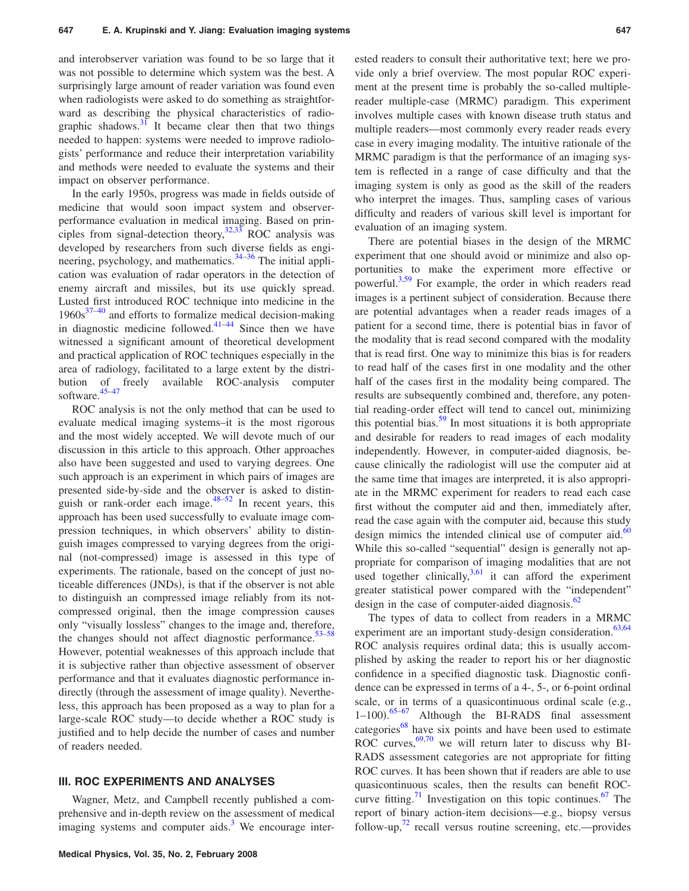and interobserver variation was found to be so large that it was not possible to determine which system was the best. A surprisingly large amount of reader variation was found even when radiologists were asked to do something as straightforward as describing the physical characteristics of radiographic shadows.[31] It became clear then that two things needed to happen: systems were needed to improve radiologists' performance and reduce their interpretation variability and methods were needed to evaluate the systems and their impact on observer performance.

In the early 1950s, progress was made in fields outside of medicine that would soon impact system and observer-performance evaluation in medical imaging. Based on principles from signal-detection theory,[32,33] ROC analysis was developed by researchers from such diverse fields as engineering, psychology, and mathematics.[34–36] The initial application was evaluation of radar operators in the detection of enemy aircraft and missiles, but its use quickly spread. Lusted first introduced ROC technique into medicine in the 1960s[37–40] and efforts to formalize medical decision-making in diagnostic medicine followed.[41–44] Since then we have witnessed a significant amount of theoretical development and practical application of ROC techniques especially in the area of radiology, facilitated to a large extent by the distribution of freely available ROC-analysis computer software.[45–47]

ROC analysis is not the only method that can be used to evaluate medical imaging systems–it is the most rigorous and the most widely accepted. We will devote much of our discussion in this article to this approach. Other approaches also have been suggested and used to varying degrees. One such approach is an experiment in which pairs of images are presented side-by-side and the observer is asked to distinguish or rank-order each image.[48–52] In recent years, this approach has been used successfully to evaluate image compression techniques, in which observers' ability to distinguish images compressed to varying degrees from the original (not-compressed) image is assessed in this type of experiments. The rationale, based on the concept of just noticeable differences (JNDs), is that if the observer is not able to distinguish an compressed image reliably from its not-compressed original, then the image compression causes only "visually lossless" changes to the image and, therefore, the changes should not affect diagnostic performance.[53–58] However, potential weaknesses of this approach include that it is subjective rather than objective assessment of observer performance and that it evaluates diagnostic performance indirectly (through the assessment of image quality). Nevertheless, this approach has been proposed as a way to plan for a large-scale ROC study—to decide whether a ROC study is justified and to help decide the number of cases and number of readers needed.

## III. ROC EXPERIMENTS AND ANALYSES

Wagner, Metz, and Campbell recently published a comprehensive and in-depth review on the assessment of medical imaging systems and computer aids.[3] We encourage interested readers to consult their authoritative text; here we provide only a brief overview. The most popular ROC experiment at the present time is probably the so-called multiple-reader multiple-case (MRMC) paradigm. This experiment involves multiple cases with known disease truth status and multiple readers—most commonly every reader reads every case in every imaging modality. The intuitive rationale of the MRMC paradigm is that the performance of an imaging system is reflected in a range of case difficulty and that the imaging system is only as good as the skill of the readers who interpret the images. Thus, sampling cases of various difficulty and readers of various skill level is important for evaluation of an imaging system.

There are potential biases in the design of the MRMC experiment that one should avoid or minimize and also opportunities to make the experiment more effective or powerful.[3,59] For example, the order in which readers read images is a pertinent subject of consideration. Because there are potential advantages when a reader reads images of a patient for a second time, there is potential bias in favor of the modality that is read second compared with the modality that is read first. One way to minimize this bias is for readers to read half of the cases first in one modality and the other half of the cases first in the modality being compared. The results are subsequently combined and, therefore, any potential reading-order effect will tend to cancel out, minimizing this potential bias.[59] In most situations it is both appropriate and desirable for readers to read images of each modality independently. However, in computer-aided diagnosis, because clinically the radiologist will use the computer aid at the same time that images are interpreted, it is also appropriate in the MRMC experiment for readers to read each case first without the computer aid and then, immediately after, read the case again with the computer aid, because this study design mimics the intended clinical use of computer aid.[60] While this so-called "sequential" design is generally not appropriate for comparison of imaging modalities that are not used together clinically,[3,61] it can afford the experiment greater statistical power compared with the "independent" design in the case of computer-aided diagnosis.[62]

The types of data to collect from readers in a MRMC experiment are an important study-design consideration.[63,64] ROC analysis requires ordinal data; this is usually accomplished by asking the reader to report his or her diagnostic confidence in a specified diagnostic task. Diagnostic confidence can be expressed in terms of a 4-, 5-, or 6-point ordinal scale, or in terms of a quasicontinuous ordinal scale (e.g., 1–100).[65–67] Although the BI-RADS final assessment categories[68] have six points and have been used to estimate ROC curves,[69,70] we will return later to discuss why BI-RADS assessment categories are not appropriate for fitting ROC curves. It has been shown that if readers are able to use quasicontinuous scales, then the results can benefit ROC-curve fitting.[71] Investigation on this topic continues.[67] The report of binary action-item decisions—e.g., biopsy versus follow-up,[72] recall versus routine screening, etc.—provides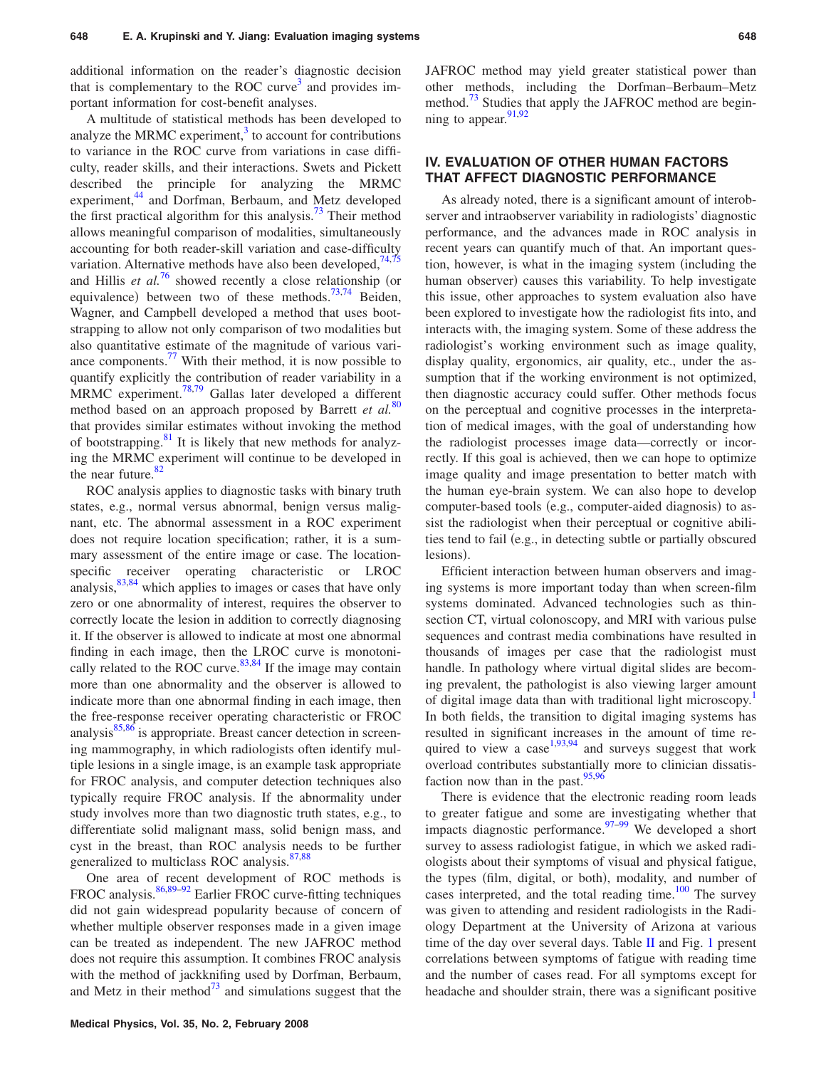additional information on the reader's diagnostic decision that is complementary to the ROC curve[3] and provides important information for cost-benefit analyses.

A multitude of statistical methods has been developed to analyze the MRMC experiment,[3] to account for contributions to variance in the ROC curve from variations in case difficulty, reader skills, and their interactions. Swets and Pickett described the principle for analyzing the MRMC experiment,[44] and Dorfman, Berbaum, and Metz developed the first practical algorithm for this analysis.[73] Their method allows meaningful comparison of modalities, simultaneously accounting for both reader-skill variation and case-difficulty variation. Alternative methods have also been developed,[74,75] and Hillis *et al.*[76] showed recently a close relationship (or equivalence) between two of these methods.[73,74] Beiden, Wagner, and Campbell developed a method that uses bootstrapping to allow not only comparison of two modalities but also quantitative estimate of the magnitude of various variance components.[77] With their method, it is now possible to quantify explicitly the contribution of reader variability in a MRMC experiment.[78,79] Gallas later developed a different method based on an approach proposed by Barrett *et al.*[80] that provides similar estimates without invoking the method of bootstrapping.[81] It is likely that new methods for analyzing the MRMC experiment will continue to be developed in the near future.[82]

ROC analysis applies to diagnostic tasks with binary truth states, e.g., normal versus abnormal, benign versus malignant, etc. The abnormal assessment in a ROC experiment does not require location specification; rather, it is a summary assessment of the entire image or case. The location-specific receiver operating characteristic or LROC analysis,[83,84] which applies to images or cases that have only zero or one abnormality of interest, requires the observer to correctly locate the lesion in addition to correctly diagnosing it. If the observer is allowed to indicate at most one abnormal finding in each image, then the LROC curve is monotonically related to the ROC curve.[83,84] If the image may contain more than one abnormality and the observer is allowed to indicate more than one abnormal finding in each image, then the free-response receiver operating characteristic or FROC analysis[85,86] is appropriate. Breast cancer detection in screening mammography, in which radiologists often identify multiple lesions in a single image, is an example task appropriate for FROC analysis, and computer detection techniques also typically require FROC analysis. If the abnormality under study involves more than two diagnostic truth states, e.g., to differentiate solid malignant mass, solid benign mass, and cyst in the breast, than ROC analysis needs to be further generalized to multiclass ROC analysis.[87,88]

One area of recent development of ROC methods is FROC analysis.[86,89–92] Earlier FROC curve-fitting techniques did not gain widespread popularity because of concern of whether multiple observer responses made in a given image can be treated as independent. The new JAFROC method does not require this assumption. It combines FROC analysis with the method of jackknifing used by Dorfman, Berbaum, and Metz in their method[73] and simulations suggest that the JAFROC method may yield greater statistical power than other methods, including the Dorfman–Berbaum–Metz method.[73] Studies that apply the JAFROC method are beginning to appear.[91,92]

## IV. EVALUATION OF OTHER HUMAN FACTORS THAT AFFECT DIAGNOSTIC PERFORMANCE

As already noted, there is a significant amount of interobserver and intraobserver variability in radiologists' diagnostic performance, and the advances made in ROC analysis in recent years can quantify much of that. An important question, however, is what in the imaging system (including the human observer) causes this variability. To help investigate this issue, other approaches to system evaluation also have been explored to investigate how the radiologist fits into, and interacts with, the imaging system. Some of these address the radiologist's working environment such as image quality, display quality, ergonomics, air quality, etc., under the assumption that if the working environment is not optimized, then diagnostic accuracy could suffer. Other methods focus on the perceptual and cognitive processes in the interpretation of medical images, with the goal of understanding how the radiologist processes image data—correctly or incorrectly. If this goal is achieved, then we can hope to optimize image quality and image presentation to better match with the human eye-brain system. We can also hope to develop computer-based tools (e.g., computer-aided diagnosis) to assist the radiologist when their perceptual or cognitive abilities tend to fail (e.g., in detecting subtle or partially obscured lesions).

Efficient interaction between human observers and imaging systems is more important today than when screen-film systems dominated. Advanced technologies such as thin-section CT, virtual colonoscopy, and MRI with various pulse sequences and contrast media combinations have resulted in thousands of images per case that the radiologist must handle. In pathology where virtual digital slides are becoming prevalent, the pathologist is also viewing larger amount of digital image data than with traditional light microscopy.[1] In both fields, the transition to digital imaging systems has resulted in significant increases in the amount of time required to view a case[1,93,94] and surveys suggest that work overload contributes substantially more to clinician dissatisfaction now than in the past.[95,96]

There is evidence that the electronic reading room leads to greater fatigue and some are investigating whether that impacts diagnostic performance.[97–99] We developed a short survey to assess radiologist fatigue, in which we asked radiologists about their symptoms of visual and physical fatigue, the types (film, digital, or both), modality, and number of cases interpreted, and the total reading time.[100] The survey was given to attending and resident radiologists in the Radiology Department at the University of Arizona at various time of the day over several days. Table II and Fig. 1 present correlations between symptoms of fatigue with reading time and the number of cases read. For all symptoms except for headache and shoulder strain, there was a significant positive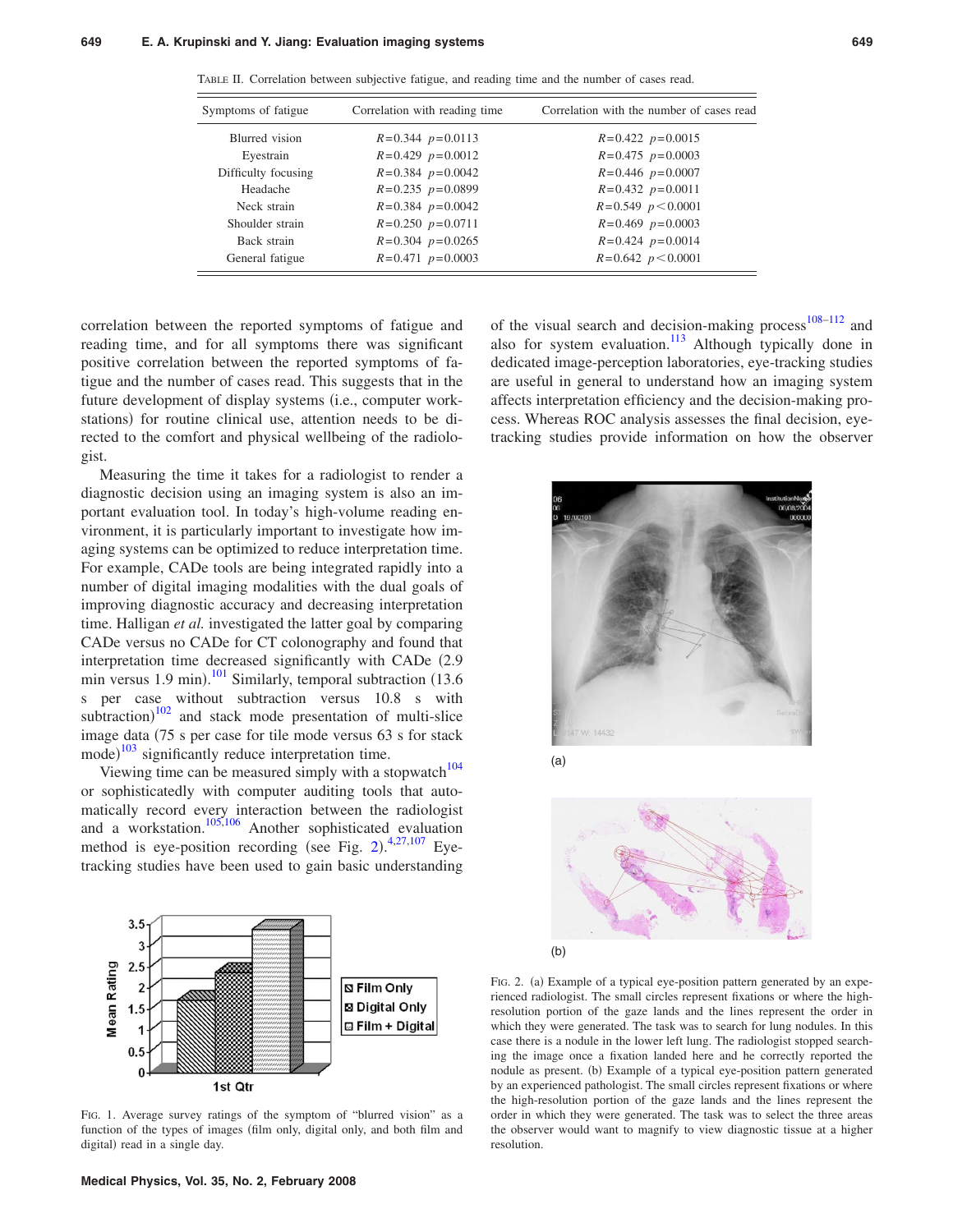TABLE II. Correlation between subjective fatigue, and reading time and the number of cases read.

| Symptoms of fatigue | Correlation with reading time | Correlation with the number of cases read |
|---|---|---|
| Blurred vision | $R=0.344$ $p=0.0113$ | $R=0.422$ $p=0.0015$ |
| Eyestrain | $R=0.429$ $p=0.0012$ | $R=0.475$ $p=0.0003$ |
| Difficulty focusing | $R=0.384$ $p=0.0042$ | $R=0.446$ $p=0.0007$ |
| Headache | $R=0.235$ $p=0.0899$ | $R=0.432$ $p=0.0011$ |
| Neck strain | $R=0.384$ $p=0.0042$ | $R=0.549$ $p<0.0001$ |
| Shoulder strain | $R=0.250$ $p=0.0711$ | $R=0.469$ $p=0.0003$ |
| Back strain | $R=0.304$ $p=0.0265$ | $R=0.424$ $p=0.0014$ |
| General fatigue | $R=0.471$ $p=0.0003$ | $R=0.642$ $p<0.0001$ |

correlation between the reported symptoms of fatigue and reading time, and for all symptoms there was significant positive correlation between the reported symptoms of fatigue and the number of cases read. This suggests that in the future development of display systems (i.e., computer workstations) for routine clinical use, attention needs to be directed to the comfort and physical wellbeing of the radiologist.

Measuring the time it takes for a radiologist to render a diagnostic decision using an imaging system is also an important evaluation tool. In today's high-volume reading environment, it is particularly important to investigate how imaging systems can be optimized to reduce interpretation time. For example, CADe tools are being integrated rapidly into a number of digital imaging modalities with the dual goals of improving diagnostic accuracy and decreasing interpretation time. Halligan *et al.* investigated the latter goal by comparing CADe versus no CADe for CT colonography and found that interpretation time decreased significantly with CADe (2.9 min versus 1.9 min).[101] Similarly, temporal subtraction (13.6 s per case without subtraction versus 10.8 s with subtraction)[102] and stack mode presentation of multi-slice image data (75 s per case for tile mode versus 63 s for stack mode)[103] significantly reduce interpretation time.

Viewing time can be measured simply with a stopwatch[104] or sophisticatedly with computer auditing tools that automatically record every interaction between the radiologist and a workstation.[105,106] Another sophisticated evaluation method is eye-position recording (see Fig. 2).[4,27,107] Eye-tracking studies have been used to gain basic understanding of the visual search and decision-making process[108–112] and also for system evaluation.[113] Although typically done in dedicated image-perception laboratories, eye-tracking studies are useful in general to understand how an imaging system affects interpretation efficiency and the decision-making process. Whereas ROC analysis assesses the final decision, eye-tracking studies provide information on how the observer

FIG. 1. Average survey ratings of the symptom of "blurred vision" as a function of the types of images (film only, digital only, and both film and digital) read in a single day.

FIG. 2. (a) Example of a typical eye-position pattern generated by an experienced radiologist. The small circles represent fixations or where the high-resolution portion of the gaze lands and the lines represent the order in which they were generated. The task was to search for lung nodules. In this case there is a nodule in the lower left lung. The radiologist stopped searching the image once a fixation landed here and he correctly reported the nodule as present. (b) Example of a typical eye-position pattern generated by an experienced pathologist. The small circles represent fixations or where the high-resolution portion of the gaze lands and the lines represent the order in which they were generated. The task was to select the three areas the observer would want to magnify to view diagnostic tissue at a higher resolution.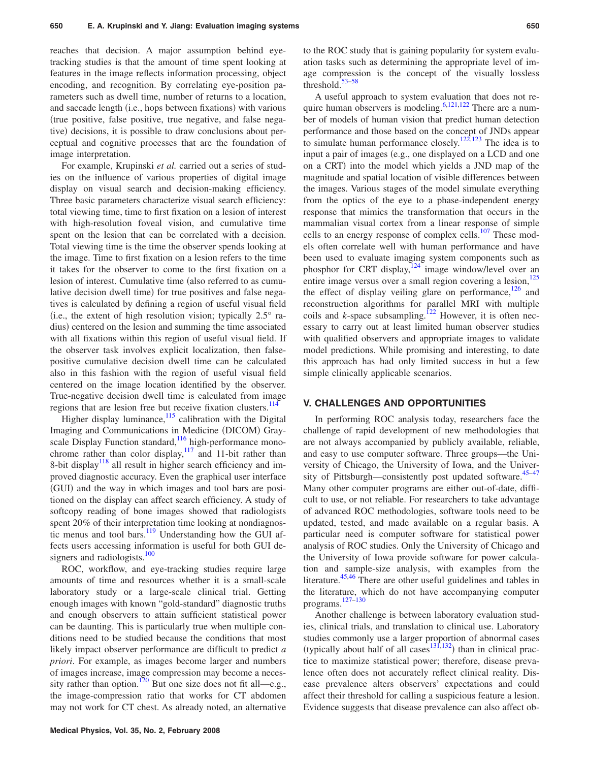reaches that decision. A major assumption behind eye-tracking studies is that the amount of time spent looking at features in the image reflects information processing, object encoding, and recognition. By correlating eye-position parameters such as dwell time, number of returns to a location, and saccade length (i.e., hops between fixations) with various (true positive, false positive, true negative, and false negative) decisions, it is possible to draw conclusions about perceptual and cognitive processes that are the foundation of image interpretation.

For example, Krupinski *et al.* carried out a series of studies on the influence of various properties of digital image display on visual search and decision-making efficiency. Three basic parameters characterize visual search efficiency: total viewing time, time to first fixation on a lesion of interest with high-resolution foveal vision, and cumulative time spent on the lesion that can be correlated with a decision. Total viewing time is the time the observer spends looking at the image. Time to first fixation on a lesion refers to the time it takes for the observer to come to the first fixation on a lesion of interest. Cumulative time (also referred to as cumulative decision dwell time) for true positives and false negatives is calculated by defining a region of useful visual field (i.e., the extent of high resolution vision; typically 2.5° radius) centered on the lesion and summing the time associated with all fixations within this region of useful visual field. If the observer task involves explicit localization, then false-positive cumulative decision dwell time can be calculated also in this fashion with the region of useful visual field centered on the image location identified by the observer. True-negative decision dwell time is calculated from image regions that are lesion free but receive fixation clusters.[114]

Higher display luminance,[115] calibration with the Digital Imaging and Communications in Medicine (DICOM) Grayscale Display Function standard,[116] high-performance monochrome rather than color display,[117] and 11-bit rather than 8-bit display[118] all result in higher search efficiency and improved diagnostic accuracy. Even the graphical user interface (GUI) and the way in which images and tool bars are positioned on the display can affect search efficiency. A study of softcopy reading of bone images showed that radiologists spent 20% of their interpretation time looking at nondiagnostic menus and tool bars.[119] Understanding how the GUI affects users accessing information is useful for both GUI designers and radiologists.[100]

ROC, workflow, and eye-tracking studies require large amounts of time and resources whether it is a small-scale laboratory study or a large-scale clinical trial. Getting enough images with known "gold-standard" diagnostic truths and enough observers to attain sufficient statistical power can be daunting. This is particularly true when multiple conditions need to be studied because the conditions that most likely impact observer performance are difficult to predict *a priori*. For example, as images become larger and numbers of images increase, image compression may become a necessity rather than option.[120] But one size does not fit all—e.g., the image-compression ratio that works for CT abdomen may not work for CT chest. As already noted, an alternative to the ROC study that is gaining popularity for system evaluation tasks such as determining the appropriate level of image compression is the concept of the visually lossless threshold.[53–58]

A useful approach to system evaluation that does not require human observers is modeling.[6,121,122] There are a number of models of human vision that predict human detection performance and those based on the concept of JNDs appear to simulate human performance closely.[122,123] The idea is to input a pair of images (e.g., one displayed on a LCD and one on a CRT) into the model which yields a JND map of the magnitude and spatial location of visible differences between the images. Various stages of the model simulate everything from the optics of the eye to a phase-independent energy response that mimics the transformation that occurs in the mammalian visual cortex from a linear response of simple cells to an energy response of complex cells.[107] These models often correlate well with human performance and have been used to evaluate imaging system components such as phosphor for CRT display,[124] image window/level over an entire image versus over a small region covering a lesion,[125] the effect of display veiling glare on performance,[126] and reconstruction algorithms for parallel MRI with multiple coils and *k*-space subsampling.[122] However, it is often necessary to carry out at least limited human observer studies with qualified observers and appropriate images to validate model predictions. While promising and interesting, to date this approach has had only limited success in but a few simple clinically applicable scenarios.

## V. CHALLENGES AND OPPORTUNITIES

In performing ROC analysis today, researchers face the challenge of rapid development of new methodologies that are not always accompanied by publicly available, reliable, and easy to use computer software. Three groups—the University of Chicago, the University of Iowa, and the University of Pittsburgh—consistently post updated software.[45–47] Many other computer programs are either out-of-date, difficult to use, or not reliable. For researchers to take advantage of advanced ROC methodologies, software tools need to be updated, tested, and made available on a regular basis. A particular need is computer software for statistical power analysis of ROC studies. Only the University of Chicago and the University of Iowa provide software for power calculation and sample-size analysis, with examples from the literature.[45,46] There are other useful guidelines and tables in the literature, which do not have accompanying computer programs.[127–130]

Another challenge is between laboratory evaluation studies, clinical trials, and translation to clinical use. Laboratory studies commonly use a larger proportion of abnormal cases (typically about half of all cases[131,132]) than in clinical practice to maximize statistical power; therefore, disease prevalence often does not accurately reflect clinical reality. Disease prevalence alters observers' expectations and could affect their threshold for calling a suspicious feature a lesion. Evidence suggests that disease prevalence can also affect ob-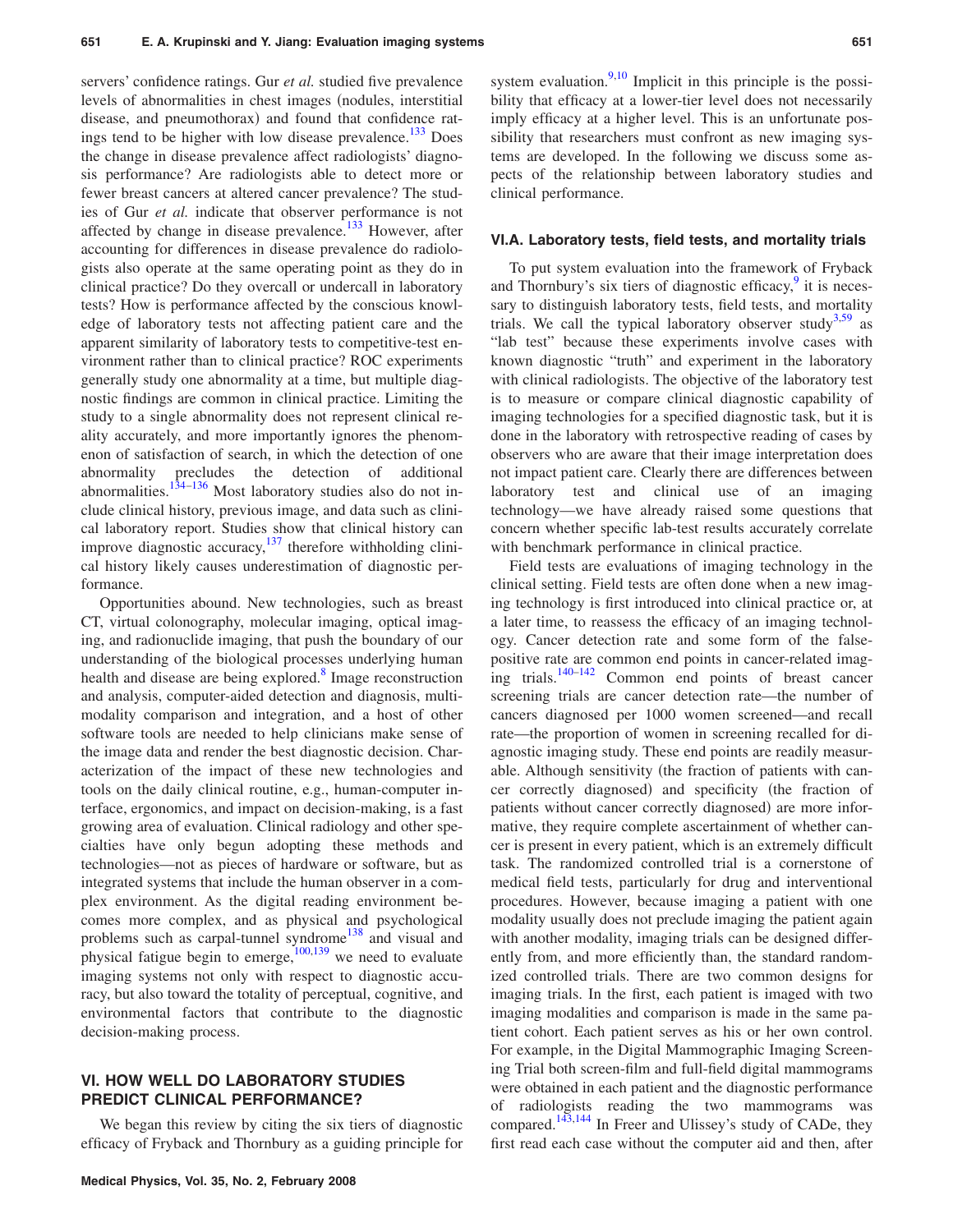servers' confidence ratings. Gur *et al.* studied five prevalence levels of abnormalities in chest images (nodules, interstitial disease, and pneumothorax) and found that confidence ratings tend to be higher with low disease prevalence.[133] Does the change in disease prevalence affect radiologists' diagnosis performance? Are radiologists able to detect more or fewer breast cancers at altered cancer prevalence? The studies of Gur *et al.* indicate that observer performance is not affected by change in disease prevalence.[133] However, after accounting for differences in disease prevalence do radiologists also operate at the same operating point as they do in clinical practice? Do they overcall or undercall in laboratory tests? How is performance affected by the conscious knowledge of laboratory tests not affecting patient care and the apparent similarity of laboratory tests to competitive-test environment rather than to clinical practice? ROC experiments generally study one abnormality at a time, but multiple diagnostic findings are common in clinical practice. Limiting the study to a single abnormality does not represent clinical reality accurately, and more importantly ignores the phenomenon of satisfaction of search, in which the detection of one abnormality precludes the detection of additional abnormalities.[134–136] Most laboratory studies also do not include clinical history, previous image, and data such as clinical laboratory report. Studies show that clinical history can improve diagnostic accuracy,[137] therefore withholding clinical history likely causes underestimation of diagnostic performance.

Opportunities abound. New technologies, such as breast CT, virtual colonography, molecular imaging, optical imaging, and radionuclide imaging, that push the boundary of our understanding of the biological processes underlying human health and disease are being explored.[8] Image reconstruction and analysis, computer-aided detection and diagnosis, multimodality comparison and integration, and a host of other software tools are needed to help clinicians make sense of the image data and render the best diagnostic decision. Characterization of the impact of these new technologies and tools on the daily clinical routine, e.g., human-computer interface, ergonomics, and impact on decision-making, is a fast growing area of evaluation. Clinical radiology and other specialties have only begun adopting these methods and technologies—not as pieces of hardware or software, but as integrated systems that include the human observer in a complex environment. As the digital reading environment becomes more complex, and as physical and psychological problems such as carpal-tunnel syndrome[138] and visual and physical fatigue begin to emerge,[100,139] we need to evaluate imaging systems not only with respect to diagnostic accuracy, but also toward the totality of perceptual, cognitive, and environmental factors that contribute to the diagnostic decision-making process.

## VI. HOW WELL DO LABORATORY STUDIES PREDICT CLINICAL PERFORMANCE?

We began this review by citing the six tiers of diagnostic efficacy of Fryback and Thornbury as a guiding principle for system evaluation.[9,10] Implicit in this principle is the possibility that efficacy at a lower-tier level does not necessarily imply efficacy at a higher level. This is an unfortunate possibility that researchers must confront as new imaging systems are developed. In the following we discuss some aspects of the relationship between laboratory studies and clinical performance.

### VI.A. Laboratory tests, field tests, and mortality trials

To put system evaluation into the framework of Fryback and Thornbury's six tiers of diagnostic efficacy,[9] it is necessary to distinguish laboratory tests, field tests, and mortality trials. We call the typical laboratory observer study[3,59] as "lab test" because these experiments involve cases with known diagnostic "truth" and experiment in the laboratory with clinical radiologists. The objective of the laboratory test is to measure or compare clinical diagnostic capability of imaging technologies for a specified diagnostic task, but it is done in the laboratory with retrospective reading of cases by observers who are aware that their image interpretation does not impact patient care. Clearly there are differences between laboratory test and clinical use of an imaging technology—we have already raised some questions that concern whether specific lab-test results accurately correlate with benchmark performance in clinical practice.

Field tests are evaluations of imaging technology in the clinical setting. Field tests are often done when a new imaging technology is first introduced into clinical practice or, at a later time, to reassess the efficacy of an imaging technology. Cancer detection rate and some form of the false-positive rate are common end points in cancer-related imaging trials.[140–142] Common end points of breast cancer screening trials are cancer detection rate—the number of cancers diagnosed per 1000 women screened—and recall rate—the proportion of women in screening recalled for diagnostic imaging study. These end points are readily measurable. Although sensitivity (the fraction of patients with cancer correctly diagnosed) and specificity (the fraction of patients without cancer correctly diagnosed) are more informative, they require complete ascertainment of whether cancer is present in every patient, which is an extremely difficult task. The randomized controlled trial is a cornerstone of medical field tests, particularly for drug and interventional procedures. However, because imaging a patient with one modality usually does not preclude imaging the patient again with another modality, imaging trials can be designed differently from, and more efficiently than, the standard randomized controlled trials. There are two common designs for imaging trials. In the first, each patient is imaged with two imaging modalities and comparison is made in the same patient cohort. Each patient serves as his or her own control. For example, in the Digital Mammographic Imaging Screening Trial both screen-film and full-field digital mammograms were obtained in each patient and the diagnostic performance of radiologists reading the two mammograms was compared.[143,144] In Freer and Ulissey's study of CADe, they first read each case without the computer aid and then, after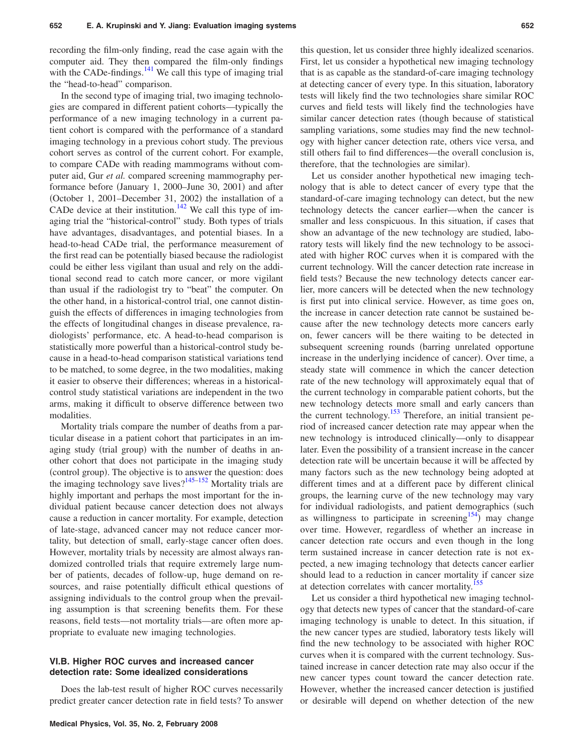recording the film-only finding, read the case again with the computer aid. They then compared the film-only findings with the CADe-findings.[141] We call this type of imaging trial the "head-to-head" comparison.

In the second type of imaging trial, two imaging technologies are compared in different patient cohorts—typically the performance of a new imaging technology in a current patient cohort is compared with the performance of a standard imaging technology in a previous cohort study. The previous cohort serves as control of the current cohort. For example, to compare CADe with reading mammograms without computer aid, Gur *et al.* compared screening mammography performance before (January 1, 2000–June 30, 2001) and after (October 1, 2001–December 31, 2002) the installation of a CADe device at their institution.[142] We call this type of imaging trial the "historical-control" study. Both types of trials have advantages, disadvantages, and potential biases. In a head-to-head CADe trial, the performance measurement of the first read can be potentially biased because the radiologist could be either less vigilant than usual and rely on the additional second read to catch more cancer, or more vigilant than usual if the radiologist try to "beat" the computer. On the other hand, in a historical-control trial, one cannot distinguish the effects of differences in imaging technologies from the effects of longitudinal changes in disease prevalence, radiologists' performance, etc. A head-to-head comparison is statistically more powerful than a historical-control study because in a head-to-head comparison statistical variations tend to be matched, to some degree, in the two modalities, making it easier to observe their differences; whereas in a historical-control study statistical variations are independent in the two arms, making it difficult to observe difference between two modalities.

Mortality trials compare the number of deaths from a particular disease in a patient cohort that participates in an imaging study (trial group) with the number of deaths in another cohort that does not participate in the imaging study (control group). The objective is to answer the question: does the imaging technology save lives?[145–152] Mortality trials are highly important and perhaps the most important for the individual patient because cancer detection does not always cause a reduction in cancer mortality. For example, detection of late-stage, advanced cancer may not reduce cancer mortality, but detection of small, early-stage cancer often does. However, mortality trials by necessity are almost always randomized controlled trials that require extremely large number of patients, decades of follow-up, huge demand on resources, and raise potentially difficult ethical questions of assigning individuals to the control group when the prevailing assumption is that screening benefits them. For these reasons, field tests—not mortality trials—are often more appropriate to evaluate new imaging technologies.

### VI.B. Higher ROC curves and increased cancer detection rate: Some idealized considerations

Does the lab-test result of higher ROC curves necessarily predict greater cancer detection rate in field tests? To answer this question, let us consider three highly idealized scenarios. First, let us consider a hypothetical new imaging technology that is as capable as the standard-of-care imaging technology at detecting cancer of every type. In this situation, laboratory tests will likely find the two technologies share similar ROC curves and field tests will likely find the technologies have similar cancer detection rates (though because of statistical sampling variations, some studies may find the new technology with higher cancer detection rate, others vice versa, and still others fail to find differences—the overall conclusion is, therefore, that the technologies are similar).

Let us consider another hypothetical new imaging technology that is able to detect cancer of every type that the standard-of-care imaging technology can detect, but the new technology detects the cancer earlier—when the cancer is smaller and less conspicuous. In this situation, if cases that show an advantage of the new technology are studied, laboratory tests will likely find the new technology to be associated with higher ROC curves when it is compared with the current technology. Will the cancer detection rate increase in field tests? Because the new technology detects cancer earlier, more cancers will be detected when the new technology is first put into clinical service. However, as time goes on, the increase in cancer detection rate cannot be sustained because after the new technology detects more cancers early on, fewer cancers will be there waiting to be detected in subsequent screening rounds (barring unrelated opportune increase in the underlying incidence of cancer). Over time, a steady state will commence in which the cancer detection rate of the new technology will approximately equal that of the current technology in comparable patient cohorts, but the new technology detects more small and early cancers than the current technology.[153] Therefore, an initial transient period of increased cancer detection rate may appear when the new technology is introduced clinically—only to disappear later. Even the possibility of a transient increase in the cancer detection rate will be uncertain because it will be affected by many factors such as the new technology being adopted at different times and at a different pace by different clinical groups, the learning curve of the new technology may vary for individual radiologists, and patient demographics (such as willingness to participate in screening[154]) may change over time. However, regardless of whether an increase in cancer detection rate occurs and even though in the long term sustained increase in cancer detection rate is not expected, a new imaging technology that detects cancer earlier should lead to a reduction in cancer mortality if cancer size at detection correlates with cancer mortality.[155]

Let us consider a third hypothetical new imaging technology that detects new types of cancer that the standard-of-care imaging technology is unable to detect. In this situation, if the new cancer types are studied, laboratory tests likely will find the new technology to be associated with higher ROC curves when it is compared with the current technology. Sustained increase in cancer detection rate may also occur if the new cancer types count toward the cancer detection rate. However, whether the increased cancer detection is justified or desirable will depend on whether detection of the new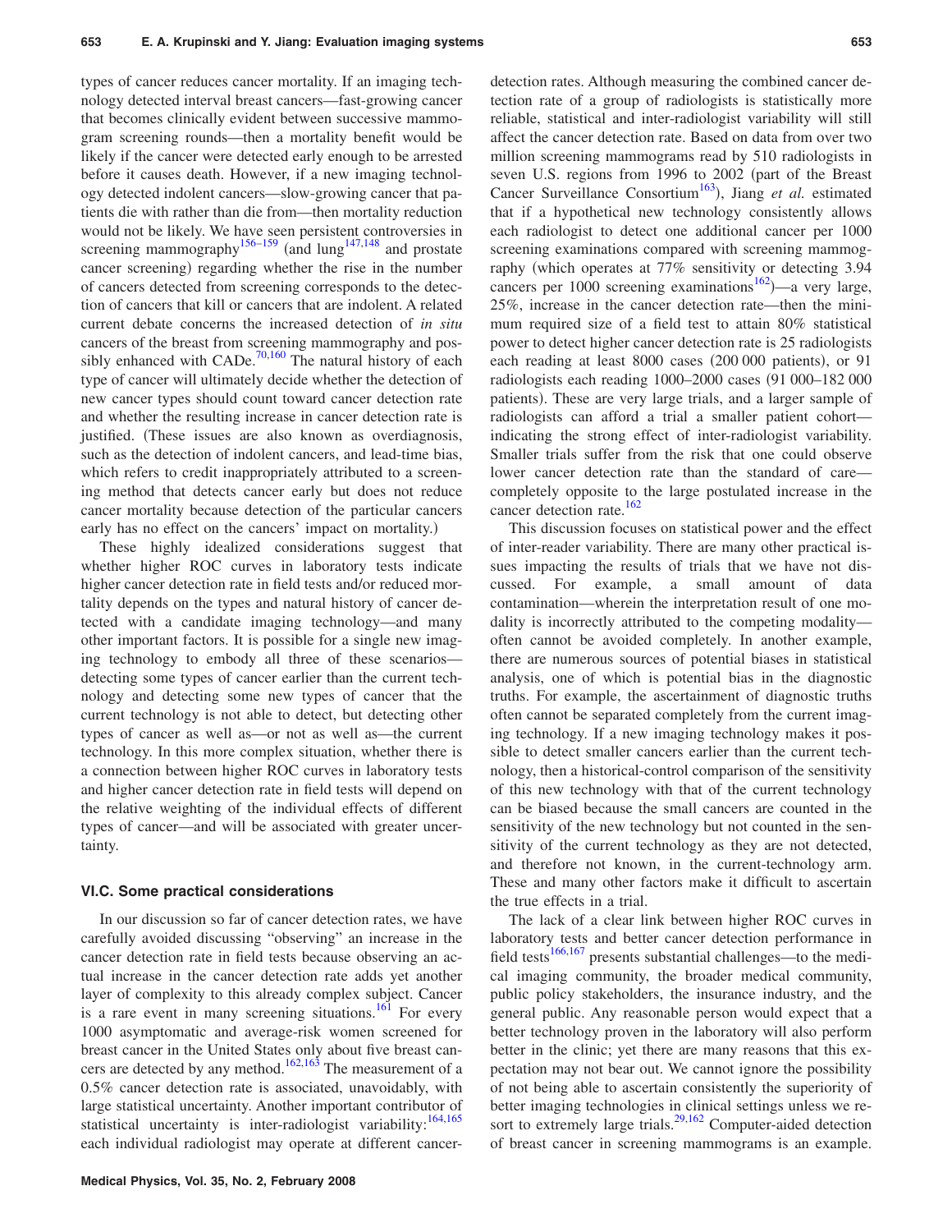types of cancer reduces cancer mortality. If an imaging technology detected interval breast cancers—fast-growing cancer that becomes clinically evident between successive mammogram screening rounds—then a mortality benefit would be likely if the cancer were detected early enough to be arrested before it causes death. However, if a new imaging technology detected indolent cancers—slow-growing cancer that patients die with rather than die from—then mortality reduction would not be likely. We have seen persistent controversies in screening mammography[156–159] (and lung[147,148] and prostate cancer screening) regarding whether the rise in the number of cancers detected from screening corresponds to the detection of cancers that kill or cancers that are indolent. A related current debate concerns the increased detection of *in situ* cancers of the breast from screening mammography and possibly enhanced with CADe.[70,160] The natural history of each type of cancer will ultimately decide whether the detection of new cancer types should count toward cancer detection rate and whether the resulting increase in cancer detection rate is justified. (These issues are also known as overdiagnosis, such as the detection of indolent cancers, and lead-time bias, which refers to credit inappropriately attributed to a screening method that detects cancer early but does not reduce cancer mortality because detection of the particular cancers early has no effect on the cancers' impact on mortality.)

These highly idealized considerations suggest that whether higher ROC curves in laboratory tests indicate higher cancer detection rate in field tests and/or reduced mortality depends on the types and natural history of cancer detected with a candidate imaging technology—and many other important factors. It is possible for a single new imaging technology to embody all three of these scenarios—detecting some types of cancer earlier than the current technology and detecting some new types of cancer that the current technology is not able to detect, but detecting other types of cancer as well as—or not as well as—the current technology. In this more complex situation, whether there is a connection between higher ROC curves in laboratory tests and higher cancer detection rate in field tests will depend on the relative weighting of the individual effects of different types of cancer—and will be associated with greater uncertainty.

### VI.C. Some practical considerations

In our discussion so far of cancer detection rates, we have carefully avoided discussing "observing" an increase in the cancer detection rate in field tests because observing an actual increase in the cancer detection rate adds yet another layer of complexity to this already complex subject. Cancer is a rare event in many screening situations.[161] For every 1000 asymptomatic and average-risk women screened for breast cancer in the United States only about five breast cancers are detected by any method.[162,163] The measurement of a 0.5% cancer detection rate is associated, unavoidably, with large statistical uncertainty. Another important contributor of statistical uncertainty is inter-radiologist variability:[164,165] each individual radiologist may operate at different cancer-detection rates. Although measuring the combined cancer detection rate of a group of radiologists is statistically more reliable, statistical and inter-radiologist variability will still affect the cancer detection rate. Based on data from over two million screening mammograms read by 510 radiologists in seven U.S. regions from 1996 to 2002 (part of the Breast Cancer Surveillance Consortium[163]), Jiang *et al.* estimated that if a hypothetical new technology consistently allows each radiologist to detect one additional cancer per 1000 screening examinations compared with screening mammography (which operates at 77% sensitivity or detecting 3.94 cancers per 1000 screening examinations[162])—a very large, 25%, increase in the cancer detection rate—then the minimum required size of a field test to attain 80% statistical power to detect higher cancer detection rate is 25 radiologists each reading at least 8000 cases (200 000 patients), or 91 radiologists each reading 1000–2000 cases (91 000–182 000 patients). These are very large trials, and a larger sample of radiologists can afford a trial a smaller patient cohort—indicating the strong effect of inter-radiologist variability. Smaller trials suffer from the risk that one could observe lower cancer detection rate than the standard of care—completely opposite to the large postulated increase in the cancer detection rate.[162]

This discussion focuses on statistical power and the effect of inter-reader variability. There are many other practical issues impacting the results of trials that we have not discussed. For example, a small amount of data contamination—wherein the interpretation result of one modality is incorrectly attributed to the competing modality—often cannot be avoided completely. In another example, there are numerous sources of potential biases in statistical analysis, one of which is potential bias in the diagnostic truths. For example, the ascertainment of diagnostic truths often cannot be separated completely from the current imaging technology. If a new imaging technology makes it possible to detect smaller cancers earlier than the current technology, then a historical-control comparison of the sensitivity of this new technology with that of the current technology can be biased because the small cancers are counted in the sensitivity of the new technology but not counted in the sensitivity of the current technology as they are not detected, and therefore not known, in the current-technology arm. These and many other factors make it difficult to ascertain the true effects in a trial.

The lack of a clear link between higher ROC curves in laboratory tests and better cancer detection performance in field tests[166,167] presents substantial challenges—to the medical imaging community, the broader medical community, public policy stakeholders, the insurance industry, and the general public. Any reasonable person would expect that a better technology proven in the laboratory will also perform better in the clinic; yet there are many reasons that this expectation may not bear out. We cannot ignore the possibility of not being able to ascertain consistently the superiority of better imaging technologies in clinical settings unless we resort to extremely large trials.[29,162] Computer-aided detection of breast cancer in screening mammograms is an example.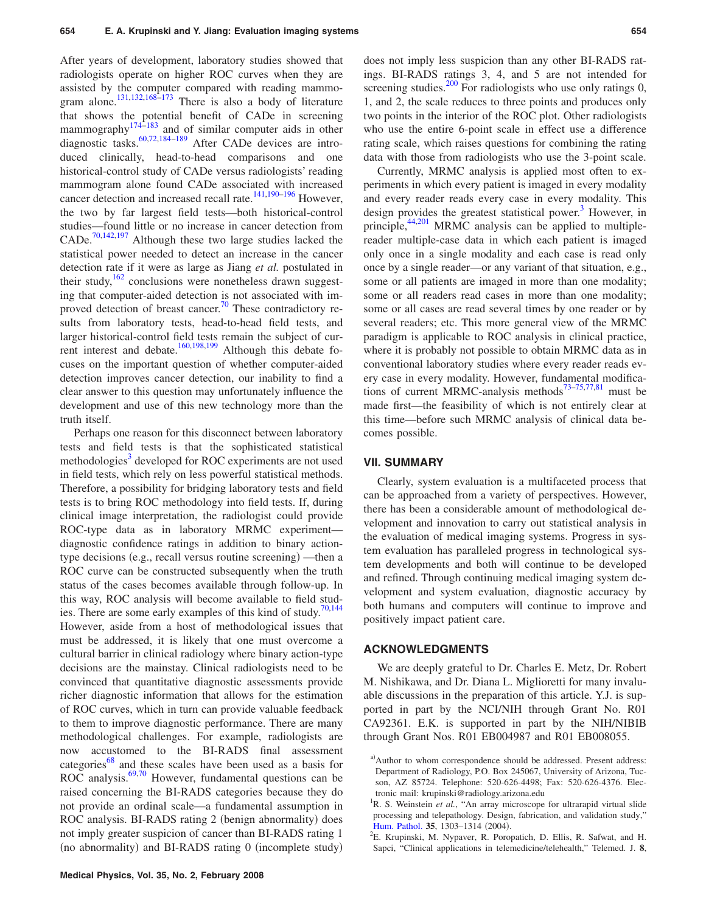After years of development, laboratory studies showed that radiologists operate on higher ROC curves when they are assisted by the computer compared with reading mammogram alone.[131,132,168–173] There is also a body of literature that shows the potential benefit of CADe in screening mammography[174–183] and of similar computer aids in other diagnostic tasks.[60,72,184–189] After CADe devices are introduced clinically, head-to-head comparisons and one historical-control study of CADe versus radiologists' reading mammogram alone found CADe associated with increased cancer detection and increased recall rate.[141,190–196] However, the two by far largest field tests—both historical-control studies—found little or no increase in cancer detection from CADe.[70,142,197] Although these two large studies lacked the statistical power needed to detect an increase in the cancer detection rate if it were as large as Jiang *et al.* postulated in their study,[162] conclusions were nonetheless drawn suggesting that computer-aided detection is not associated with improved detection of breast cancer.[70] These contradictory results from laboratory tests, head-to-head field tests, and larger historical-control field tests remain the subject of current interest and debate.[160,198,199] Although this debate focuses on the important question of whether computer-aided detection improves cancer detection, our inability to find a clear answer to this question may unfortunately influence the development and use of this new technology more than the truth itself.

Perhaps one reason for this disconnect between laboratory tests and field tests is that the sophisticated statistical methodologies[3] developed for ROC experiments are not used in field tests, which rely on less powerful statistical methods. Therefore, a possibility for bridging laboratory tests and field tests is to bring ROC methodology into field tests. If, during clinical image interpretation, the radiologist could provide ROC-type data as in laboratory MRMC experiment—diagnostic confidence ratings in addition to binary action-type decisions (e.g., recall versus routine screening) —then a ROC curve can be constructed subsequently when the truth status of the cases becomes available through follow-up. In this way, ROC analysis will become available to field studies. There are some early examples of this kind of study.[70,144] However, aside from a host of methodological issues that must be addressed, it is likely that one must overcome a cultural barrier in clinical radiology where binary action-type decisions are the mainstay. Clinical radiologists need to be convinced that quantitative diagnostic assessments provide richer diagnostic information that allows for the estimation of ROC curves, which in turn can provide valuable feedback to them to improve diagnostic performance. There are many methodological challenges. For example, radiologists are now accustomed to the BI-RADS final assessment categories[68] and these scales have been used as a basis for ROC analysis.[69,70] However, fundamental questions can be raised concerning the BI-RADS categories because they do not provide an ordinal scale—a fundamental assumption in ROC analysis. BI-RADS rating 2 (benign abnormality) does not imply greater suspicion of cancer than BI-RADS rating 1 (no abnormality) and BI-RADS rating 0 (incomplete study) does not imply less suspicion than any other BI-RADS ratings. BI-RADS ratings 3, 4, and 5 are not intended for screening studies.[200] For radiologists who use only ratings 0, 1, and 2, the scale reduces to three points and produces only two points in the interior of the ROC plot. Other radiologists who use the entire 6-point scale in effect use a difference rating scale, which raises questions for combining the rating data with those from radiologists who use the 3-point scale.

Currently, MRMC analysis is applied most often to experiments in which every patient is imaged in every modality and every reader reads every case in every modality. This design provides the greatest statistical power.[3] However, in principle,[44,201] MRMC analysis can be applied to multiple-reader multiple-case data in which each patient is imaged only once in a single modality and each case is read only once by a single reader—or any variant of that situation, e.g., some or all patients are imaged in more than one modality; some or all readers read cases in more than one modality; some or all cases are read several times by one reader or by several readers; etc. This more general view of the MRMC paradigm is applicable to ROC analysis in clinical practice, where it is probably not possible to obtain MRMC data as in conventional laboratory studies where every reader reads every case in every modality. However, fundamental modifications of current MRMC-analysis methods[73–75,77,81] must be made first—the feasibility of which is not entirely clear at this time—before such MRMC analysis of clinical data becomes possible.

## VII. SUMMARY

Clearly, system evaluation is a multifaceted process that can be approached from a variety of perspectives. However, there has been a considerable amount of methodological development and innovation to carry out statistical analysis in the evaluation of medical imaging systems. Progress in system evaluation has paralleled progress in technological system developments and both will continue to be developed and refined. Through continuing medical imaging system development and system evaluation, diagnostic accuracy by both humans and computers will continue to improve and positively impact patient care.

## ACKNOWLEDGMENTS

We are deeply grateful to Dr. Charles E. Metz, Dr. Robert M. Nishikawa, and Dr. Diana L. Miglioretti for many invaluable discussions in the preparation of this article. Y.J. is supported in part by the NCI/NIH through Grant No. R01 CA92361. E.K. is supported in part by the NIH/NIBIB through Grant Nos. R01 EB004987 and R01 EB008055.

[a]Author to whom correspondence should be addressed. Present address: Department of Radiology, P.O. Box 245067, University of Arizona, Tucson, AZ 85724. Telephone: 520-626-4498; Fax: 520-626-4376. Electronic mail: krupinski@radiology.arizona.edu

[1]R. S. Weinstein *et al.*, "An array microscope for ultrarapid virtual slide processing and telepathology. Design, fabrication, and validation study," Hum. Pathol. **35**, 1303–1314 (2004).

[2]E. Krupinski, M. Nypaver, R. Poropatich, D. Ellis, R. Safwat, and H. Sapci, "Clinical applications in telemedicine/telehealth," Telemed. J. **8**,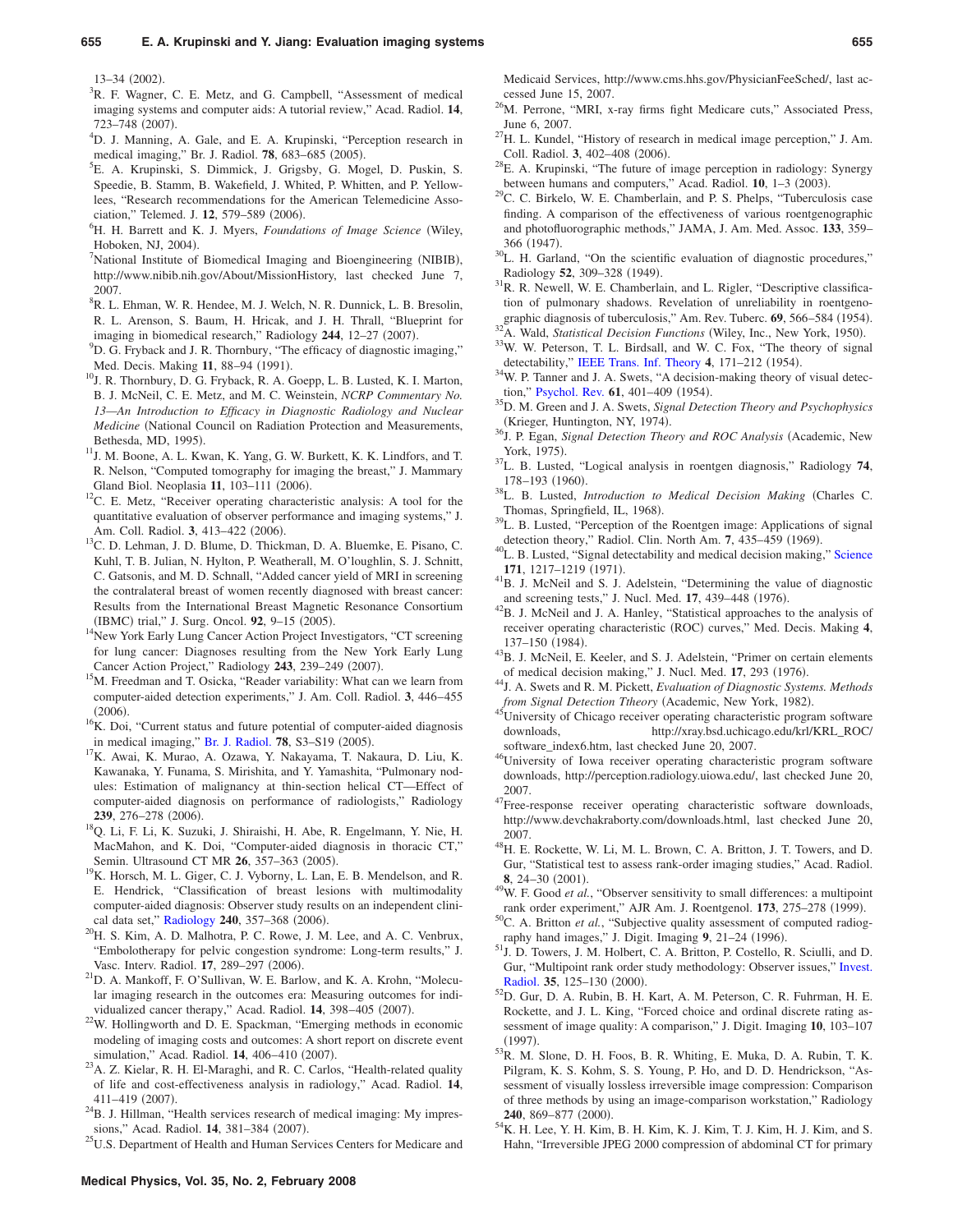13–34 (2002).

[3]R. F. Wagner, C. E. Metz, and G. Campbell, "Assessment of medical imaging systems and computer aids: A tutorial review," Acad. Radiol. **14**, 723–748 (2007).

[4]D. J. Manning, A. Gale, and E. A. Krupinski, "Perception research in medical imaging," Br. J. Radiol. **78**, 683–685 (2005).

[5]E. A. Krupinski, S. Dimmick, J. Grigsby, G. Mogel, D. Puskin, S. Speedie, B. Stamm, B. Wakefield, J. Whited, P. Whitten, and P. Yellowlees, "Research recommendations for the American Telemedicine Association," Telemed. J. **12**, 579–589 (2006).

[6]H. H. Barrett and K. J. Myers, *Foundations of Image Science* (Wiley, Hoboken, NJ, 2004).

[7]National Institute of Biomedical Imaging and Bioengineering (NIBIB), http://www.nibib.nih.gov/About/MissionHistory, last checked June 7, 2007.

[8]R. L. Ehman, W. R. Hendee, M. J. Welch, N. R. Dunnick, L. B. Bresolin, R. L. Arenson, S. Baum, H. Hricak, and J. H. Thrall, "Blueprint for imaging in biomedical research," Radiology **244**, 12–27 (2007).

[9]D. G. Fryback and J. R. Thornbury, "The efficacy of diagnostic imaging," Med. Decis. Making **11**, 88–94 (1991).

[10]J. R. Thornbury, D. G. Fryback, R. A. Goepp, L. B. Lusted, K. I. Marton, B. J. McNeil, C. E. Metz, and M. C. Weinstein, *NCRP Commentary No. 13—An Introduction to Efficacy in Diagnostic Radiology and Nuclear Medicine* (National Council on Radiation Protection and Measurements, Bethesda, MD, 1995).

[11]J. M. Boone, A. L. Kwan, K. Yang, G. W. Burkett, K. K. Lindfors, and T. R. Nelson, "Computed tomography for imaging the breast," J. Mammary Gland Biol. Neoplasia **11**, 103–111 (2006).

[12]C. E. Metz, "Receiver operating characteristic analysis: A tool for the quantitative evaluation of observer performance and imaging systems," J. Am. Coll. Radiol. **3**, 413–422 (2006).

[13]C. D. Lehman, J. D. Blume, D. Thickman, D. A. Bluemke, E. Pisano, C. Kuhl, T. B. Julian, N. Hylton, P. Weatherall, M. O'loughlin, S. J. Schnitt, C. Gatsonis, and M. D. Schnall, "Added cancer yield of MRI in screening the contralateral breast of women recently diagnosed with breast cancer: Results from the International Breast Magnetic Resonance Consortium (IBMC) trial," J. Surg. Oncol. **92**, 9–15 (2005).

[14]New York Early Lung Cancer Action Project Investigators, "CT screening for lung cancer: Diagnoses resulting from the New York Early Lung Cancer Action Project," Radiology **243**, 239–249 (2007).

[15]M. Freedman and T. Osicka, "Reader variability: What can we learn from computer-aided detection experiments," J. Am. Coll. Radiol. **3**, 446–455 (2006).

[16]K. Doi, "Current status and future potential of computer-aided diagnosis in medical imaging," Br. J. Radiol. **78**, S3–S19 (2005).

[17]K. Awai, K. Murao, A. Ozawa, Y. Nakayama, T. Nakaura, D. Liu, K. Kawanaka, Y. Funama, S. Mirishita, and Y. Yamashita, "Pulmonary nodules: Estimation of malignancy at thin-section helical CT—Effect of computer-aided diagnosis on performance of radiologists," Radiology **239**, 276–278 (2006).

[18]Q. Li, F. Li, K. Suzuki, J. Shiraishi, H. Abe, R. Engelmann, Y. Nie, H. MacMahon, and K. Doi, "Computer-aided diagnosis in thoracic CT," Semin. Ultrasound CT MR **26**, 357–363 (2005).

[19]K. Horsch, M. L. Giger, C. J. Vyborny, L. Lan, E. B. Mendelson, and R. E. Hendrick, "Classification of breast lesions with multimodality computer-aided diagnosis: Observer study results on an independent clinical data set," Radiology **240**, 357–368 (2006).

[20]H. S. Kim, A. D. Malhotra, P. C. Rowe, J. M. Lee, and A. C. Venbrux, "Embolotherapy for pelvic congestion syndrome: Long-term results," J. Vasc. Interv. Radiol. **17**, 289–297 (2006).

[21]D. A. Mankoff, F. O'Sullivan, W. E. Barlow, and K. A. Krohn, "Molecular imaging research in the outcomes era: Measuring outcomes for individualized cancer therapy," Acad. Radiol. **14**, 398–405 (2007).

[22]W. Hollingworth and D. E. Spackman, "Emerging methods in economic modeling of imaging costs and outcomes: A short report on discrete event simulation," Acad. Radiol. **14**, 406–410 (2007).

[23]A. Z. Kielar, R. H. El-Maraghi, and R. C. Carlos, "Health-related quality of life and cost-effectiveness analysis in radiology," Acad. Radiol. **14**, 411–419 (2007).

[24]B. J. Hillman, "Health services research of medical imaging: My impressions," Acad. Radiol. **14**, 381–384 (2007).

[25]U.S. Department of Health and Human Services Centers for Medicare and Medicaid Services, http://www.cms.hhs.gov/PhysicianFeeSched/, last accessed June 15, 2007.

[26]M. Perrone, "MRI, x-ray firms fight Medicare cuts," Associated Press, June 6, 2007.

[27]H. L. Kundel, "History of research in medical image perception," J. Am. Coll. Radiol. **3**, 402–408 (2006).

[28]E. A. Krupinski, "The future of image perception in radiology: Synergy between humans and computers," Acad. Radiol. **10**, 1–3 (2003).

[29]C. C. Birkelo, W. E. Chamberlain, and P. S. Phelps, "Tuberculosis case finding. A comparison of the effectiveness of various roentgenographic and photofluorographic methods," JAMA, J. Am. Med. Assoc. **133**, 359–366 (1947).

[30]L. H. Garland, "On the scientific evaluation of diagnostic procedures," Radiology **52**, 309–328 (1949).

[31]R. R. Newell, W. E. Chamberlain, and L. Rigler, "Descriptive classification of pulmonary shadows. Revelation of unreliability in roentgenographic diagnosis of tuberculosis," Am. Rev. Tuberc. **69**, 566–584 (1954).

[32]A. Wald, *Statistical Decision Functions* (Wiley, Inc., New York, 1950).

[33]W. W. Peterson, T. L. Birdsall, and W. C. Fox, "The theory of signal detectability," IEEE Trans. Inf. Theory **4**, 171–212 (1954).

[34]W. P. Tanner and J. A. Swets, "A decision-making theory of visual detection," Psychol. Rev. **61**, 401–409 (1954).

[35]D. M. Green and J. A. Swets, *Signal Detection Theory and Psychophysics* (Krieger, Huntington, NY, 1974).

[36]J. P. Egan, *Signal Detection Theory and ROC Analysis* (Academic, New York, 1975).

[37]L. B. Lusted, "Logical analysis in roentgen diagnosis," Radiology **74**, 178–193 (1960).

[38]L. B. Lusted, *Introduction to Medical Decision Making* (Charles C. Thomas, Springfield, IL, 1968).

[39]L. B. Lusted, "Perception of the Roentgen image: Applications of signal detection theory," Radiol. Clin. North Am. **7**, 435–459 (1969).

[40]L. B. Lusted, "Signal detectability and medical decision making," Science **171**, 1217–1219 (1971).

[41]B. J. McNeil and S. J. Adelstein, "Determining the value of diagnostic and screening tests," J. Nucl. Med. **17**, 439–448 (1976).

[42]B. J. McNeil and J. A. Hanley, "Statistical approaches to the analysis of receiver operating characteristic (ROC) curves," Med. Decis. Making **4**, 137–150 (1984).

[43]B. J. McNeil, E. Keeler, and S. J. Adelstein, "Primer on certain elements of medical decision making," J. Nucl. Med. **17**, 293 (1976).

[44]J. A. Swets and R. M. Pickett, *Evaluation of Diagnostic Systems. Methods from Signal Detection Ttheory* (Academic, New York, 1982).

[45]University of Chicago receiver operating characteristic program software downloads, http://xray.bsd.uchicago.edu/krl/KRL_ROC/software_index6.htm, last checked June 20, 2007.

[46]University of Iowa receiver operating characteristic program software downloads, http://perception.radiology.uiowa.edu/, last checked June 20, 2007.

[47]Free-response receiver operating characteristic software downloads, http://www.devchakraborty.com/downloads.html, last checked June 20, 2007.

[48]H. E. Rockette, W. Li, M. L. Brown, C. A. Britton, J. T. Towers, and D. Gur, "Statistical test to assess rank-order imaging studies," Acad. Radiol. **8**, 24–30 (2001).

[49]W. F. Good *et al.*, "Observer sensitivity to small differences: A multipoint rank order experiment," AJR Am. J. Roentgenol. **173**, 275–278 (1999).

[50]C. A. Britton *et al.*, "Subjective quality assessment of computed radiography hand images," J. Digit. Imaging **9**, 21–24 (1996).

[51]J. D. Towers, J. M. Holbert, C. A. Britton, P. Costello, R. Sciulli, and D. Gur, "Multipoint rank order study methodology: Observer issues," Invest. Radiol. **35**, 125–130 (2000).

[52]D. Gur, D. A. Rubin, B. H. Kart, A. M. Peterson, C. R. Fuhrman, H. E. Rockette, and J. L. King, "Forced choice and ordinal discrete rating assessment of image quality: A comparison," J. Digit. Imaging **10**, 103–107 (1997).

[53]R. M. Slone, D. H. Foos, B. R. Whiting, E. Muka, D. A. Rubin, T. K. Pilgram, K. S. Kohm, S. S. Young, P. Ho, and D. D. Hendrickson, "Assessment of visually lossless irreversible image compression: Comparison of three methods by using an image-comparison workstation," Radiology **240**, 869–877 (2000).

[54]K. H. Lee, Y. H. Kim, B. H. Kim, K. J. Kim, T. J. Kim, H. J. Kim, and S. Hahn, "Irreversible JPEG 2000 compression of abdominal CT for primary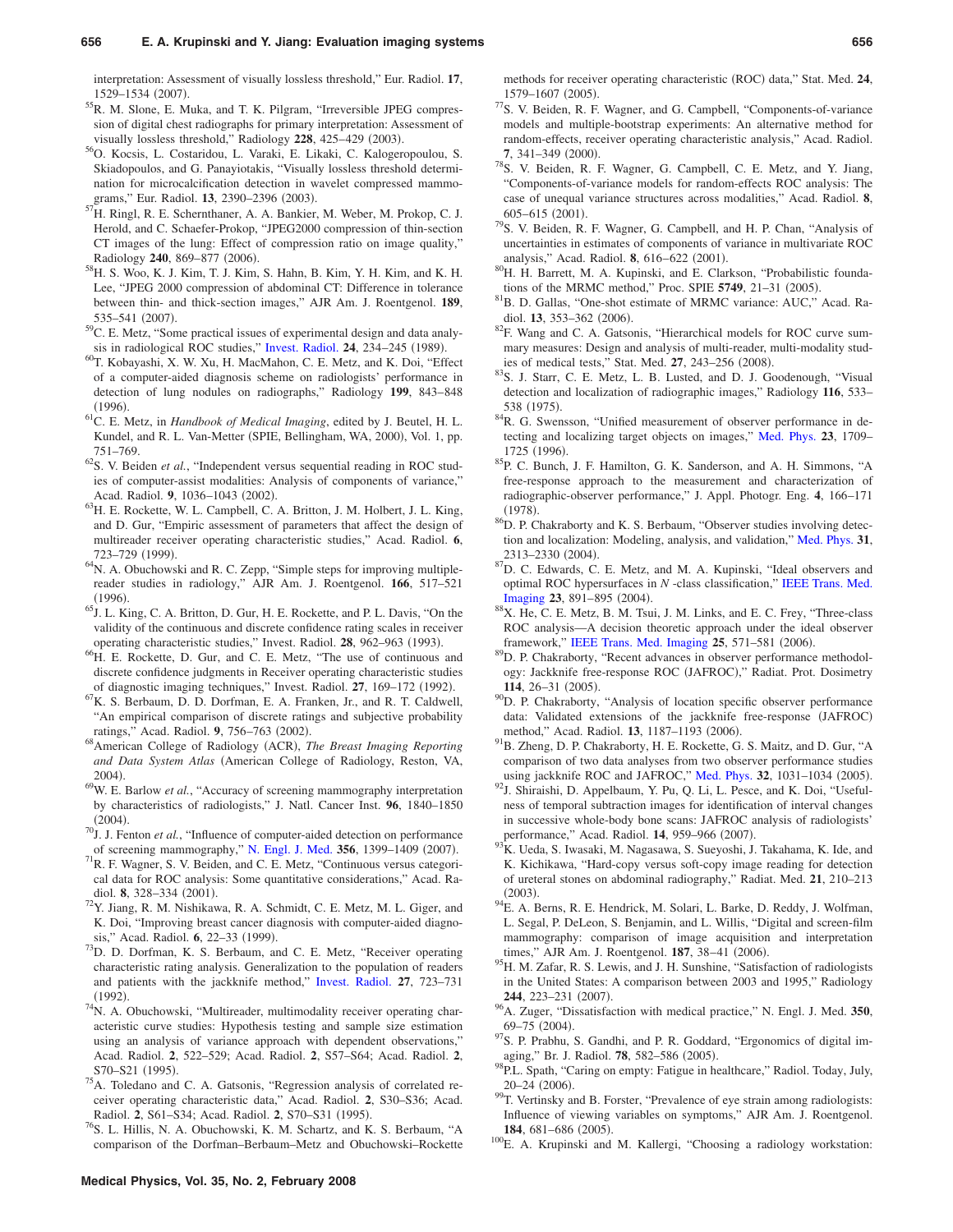interpretation: Assessment of visually lossless threshold," Eur. Radiol. **17**, 1529–1534 (2007).

[55]R. M. Slone, E. Muka, and T. K. Pilgram, "Irreversible JPEG compression of digital chest radiographs for primary interpretation: Assessment of visually lossless threshold," Radiology **228**, 425–429 (2003).

[56]O. Kocsis, L. Costaridou, L. Varaki, E. Likaki, C. Kalogeropoulou, S. Skiadopoulos, and G. Panayiotakis, "Visually lossless threshold determination for microcalcification detection in wavelet compressed mammograms," Eur. Radiol. **13**, 2390–2396 (2003).

[57]H. Ringl, R. E. Schernthaner, A. A. Bankier, M. Weber, M. Prokop, C. J. Herold, and C. Schaefer-Prokop, "JPEG2000 compression of thin-section CT images of the lung: Effect of compression ratio on image quality," Radiology **240**, 869–877 (2006).

[58]H. S. Woo, K. J. Kim, T. J. Kim, S. Hahn, B. Kim, Y. H. Kim, and K. H. Lee, "JPEG 2000 compression of abdominal CT: Difference in tolerance between thin- and thick-section images," AJR Am. J. Roentgenol. **189**, 535–541 (2007).

[59]C. E. Metz, "Some practical issues of experimental design and data analysis in radiological ROC studies," Invest. Radiol. **24**, 234–245 (1989).

[60]T. Kobayashi, X. W. Xu, H. MacMahon, C. E. Metz, and K. Doi, "Effect of a computer-aided diagnosis scheme on radiologists' performance in detection of lung nodules on radiographs," Radiology **199**, 843–848 (1996).

[61]C. E. Metz, in *Handbook of Medical Imaging*, edited by J. Beutel, H. L. Kundel, and R. L. Van-Metter (SPIE, Bellingham, WA, 2000), Vol. 1, pp. 751–769.

[62]S. V. Beiden *et al.*, "Independent versus sequential reading in ROC studies of computer-assist modalities: Analysis of components of variance," Acad. Radiol. **9**, 1036–1043 (2002).

[63]H. E. Rockette, W. L. Campbell, C. A. Britton, J. M. Holbert, J. L. King, and D. Gur, "Empiric assessment of parameters that affect the design of multireader receiver operating characteristic studies," Acad. Radiol. **6**, 723–729 (1999).

[64]N. A. Obuchowski and R. C. Zepp, "Simple steps for improving multiple-reader studies in radiology," AJR Am. J. Roentgenol. **166**, 517–521 (1996).

[65]J. L. King, C. A. Britton, D. Gur, H. E. Rockette, and P. L. Davis, "On the validity of the continuous and discrete confidence rating scales in receiver operating characteristic studies," Invest. Radiol. **28**, 962–963 (1993).

[66]H. E. Rockette, D. Gur, and C. E. Metz, "The use of continuous and discrete confidence judgments in Receiver operating characteristic studies of diagnostic imaging techniques," Invest. Radiol. **27**, 169–172 (1992).

[67]K. S. Berbaum, D. D. Dorfman, E. A. Franken, Jr., and R. T. Caldwell, "An empirical comparison of discrete ratings and subjective probability ratings," Acad. Radiol. **9**, 756–763 (2002).

[68]American College of Radiology (ACR), *The Breast Imaging Reporting and Data System Atlas* (American College of Radiology, Reston, VA, 2004).

[69]W. E. Barlow *et al.*, "Accuracy of screening mammography interpretation by characteristics of radiologists," J. Natl. Cancer Inst. **96**, 1840–1850 (2004).

[70]J. J. Fenton *et al.*, "Influence of computer-aided detection on performance of screening mammography," N. Engl. J. Med. **356**, 1399–1409 (2007).

[71]R. F. Wagner, S. V. Beiden, and C. E. Metz, "Continuous versus categorical data for ROC analysis: Some quantitative considerations," Acad. Radiol. **8**, 328–334 (2001).

[72]Y. Jiang, R. M. Nishikawa, R. A. Schmidt, C. E. Metz, M. L. Giger, and K. Doi, "Improving breast cancer diagnosis with computer-aided diagnosis," Acad. Radiol. **6**, 22–33 (1999).

[73]D. D. Dorfman, K. S. Berbaum, and C. E. Metz, "Receiver operating characteristic rating analysis. Generalization to the population of readers and patients with the jackknife method," Invest. Radiol. **27**, 723–731 (1992).

[74]N. A. Obuchowski, "Multireader, multimodality receiver operating characteristic curve studies: Hypothesis testing and sample size estimation using an analysis of variance approach with dependent observations," Acad. Radiol. **2**, 522–529; Acad. Radiol. **2**, S57–S64; Acad. Radiol. **2**, S70–S21 (1995).

[75]A. Toledano and C. A. Gatsonis, "Regression analysis of correlated receiver operating characteristic data," Acad. Radiol. **2**, S30–S36; Acad. Radiol. **2**, S61–S34; Acad. Radiol. **2**, S70–S31 (1995).

[76]S. L. Hillis, N. A. Obuchowski, K. M. Schartz, and K. S. Berbaum, "A comparison of the Dorfman–Berbaum–Metz and Obuchowski–Rockette methods for receiver operating characteristic (ROC) data," Stat. Med. **24**, 1579–1607 (2005).

[77]S. V. Beiden, R. F. Wagner, and G. Campbell, "Components-of-variance models and multiple-bootstrap experiments: An alternative method for random-effects, receiver operating characteristic analysis," Acad. Radiol. **7**, 341–349 (2000).

[78]S. V. Beiden, R. F. Wagner, G. Campbell, C. E. Metz, and Y. Jiang, "Components-of-variance models for random-effects ROC analysis: The case of unequal variance structures across modalities," Acad. Radiol. **8**, 605–615 (2001).

[79]S. V. Beiden, R. F. Wagner, G. Campbell, and H. P. Chan, "Analysis of uncertainties in estimates of components of variance in multivariate ROC analysis," Acad. Radiol. **8**, 616–622 (2001).

[80]H. H. Barrett, M. A. Kupinski, and E. Clarkson, "Probabilistic foundations of the MRMC method," Proc. SPIE **5749**, 21–31 (2005).

[81]B. D. Gallas, "One-shot estimate of MRMC variance: AUC," Acad. Radiol. **13**, 353–362 (2006).

[82]F. Wang and C. A. Gatsonis, "Hierarchical models for ROC curve summary measures: Design and analysis of multi-reader, multi-modality studies of medical tests," Stat. Med. **27**, 243–256 (2008).

[83]S. J. Starr, C. E. Metz, L. B. Lusted, and D. J. Goodenough, "Visual detection and localization of radiographic images," Radiology **116**, 533–538 (1975).

[84]R. G. Swensson, "Unified measurement of observer performance in detecting and localizing target objects on images," Med. Phys. **23**, 1709–1725 (1996).

[85]P. C. Bunch, J. F. Hamilton, G. K. Sanderson, and A. H. Simmons, "A free-response approach to the measurement and characterization of radiographic-observer performance," J. Appl. Photogr. Eng. **4**, 166–171 (1978).

[86]D. P. Chakraborty and K. S. Berbaum, "Observer studies involving detection and localization: Modeling, analysis, and validation," Med. Phys. **31**, 2313–2330 (2004).

[87]D. C. Edwards, C. E. Metz, and M. A. Kupinski, "Ideal observers and optimal ROC hypersurfaces in *N*-class classification," IEEE Trans. Med. Imaging **23**, 891–895 (2004).

[88]X. He, C. E. Metz, B. M. Tsui, J. M. Links, and E. C. Frey, "Three-class ROC analysis—A decision theoretic approach under the ideal observer framework," IEEE Trans. Med. Imaging **25**, 571–581 (2006).

[89]D. P. Chakraborty, "Recent advances in observer performance methodology: Jackknife free-response ROC (JAFROC)," Radiat. Prot. Dosimetry **114**, 26–31 (2005).

[90]D. P. Chakraborty, "Analysis of location specific observer performance data: Validated extensions of the jackknife free-response (JAFROC) method," Acad. Radiol. **13**, 1187–1193 (2006).

[91]B. Zheng, D. P. Chakraborty, H. E. Rockette, G. S. Maitz, and D. Gur, "A comparison of two data analyses from two observer performance studies using jackknife ROC and JAFROC," Med. Phys. **32**, 1031–1034 (2005).

[92]J. Shiraishi, D. Appelbaum, Y. Pu, Q. Li, L. Pesce, and K. Doi, "Usefulness of temporal subtraction images for identification of interval changes in successive whole-body bone scans: JAFROC analysis of radiologists' performance," Acad. Radiol. **14**, 959–966 (2007).

[93]K. Ueda, S. Iwasaki, M. Nagasawa, S. Sueyoshi, J. Takahama, K. Ide, and K. Kichikawa, "Hard-copy versus soft-copy image reading for detection of ureteral stones on abdominal radiography," Radiat. Med. **21**, 210–213 (2003).

[94]E. A. Berns, R. E. Hendrick, M. Solari, L. Barke, D. Reddy, J. Wolfman, L. Segal, P. DeLeon, S. Benjamin, and L. Willis, "Digital and screen-film mammography: comparison of image acquisition and interpretation times," AJR Am. J. Roentgenol. **187**, 38–41 (2006).

[95]H. M. Zafar, R. S. Lewis, and J. H. Sunshine, "Satisfaction of radiologists in the United States: A comparison between 2003 and 1995," Radiology **244**, 223–231 (2007).

[96]A. Zuger, "Dissatisfaction with medical practice," N. Engl. J. Med. **350**, 69–75 (2004).

[97]S. P. Prabhu, S. Gandhi, and P. R. Goddard, "Ergonomics of digital imaging," Br. J. Radiol. **78**, 582–586 (2005).

[98]P.L. Spath, "Caring on empty: Fatigue in healthcare," Radiol. Today, July, 20–24 (2006).

[99]T. Vertinsky and B. Forster, "Prevalence of eye strain among radiologists: Influence of viewing variables on symptoms," AJR Am. J. Roentgenol. **184**, 681–686 (2005).

[100]E. A. Krupinski and M. Kallergi, "Choosing a radiology workstation: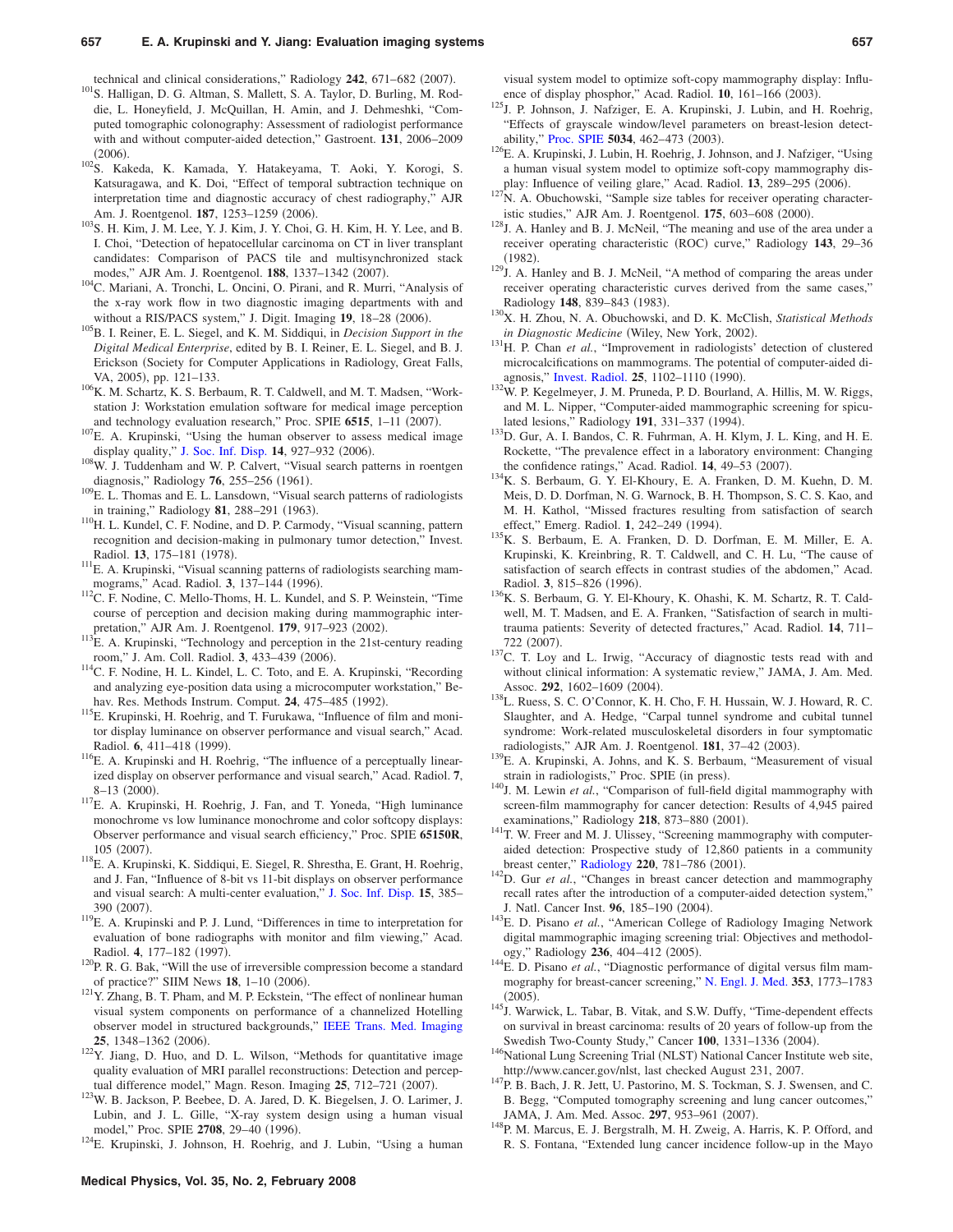technical and clinical considerations," Radiology **242**, 671–682 (2007).

[101]S. Halligan, D. G. Altman, S. Mallett, S. A. Taylor, D. Burling, M. Roddie, L. Honeyfield, J. McQuillan, H. Amin, and J. Dehmeshki, "Computed tomographic colonography: Assessment of radiologist performance with and without computer-aided detection," Gastroent. **131**, 2006–2009 (2006).

[102]S. Kakeda, K. Kamada, Y. Hatakeyama, T. Aoki, Y. Korogi, S. Katsuragawa, and K. Doi, "Effect of temporal subtraction technique on interpretation time and diagnostic accuracy of chest radiography," AJR Am. J. Roentgenol. **187**, 1253–1259 (2006).

[103]S. H. Kim, J. M. Lee, Y. J. Kim, J. Y. Choi, G. H. Kim, H. Y. Lee, and B. I. Choi, "Detection of hepatocellular carcinoma on CT in liver transplant candidates: Comparison of PACS tile and multisynchronized stack modes," AJR Am. J. Roentgenol. **188**, 1337–1342 (2007).

[104]C. Mariani, A. Tronchi, L. Oncini, O. Pirani, and R. Murri, "Analysis of the x-ray work flow in two diagnostic imaging departments with and without a RIS/PACS system," J. Digit. Imaging **19**, 18–28 (2006).

[105]B. I. Reiner, E. L. Siegel, and K. M. Siddiqui, in *Decision Support in the Digital Medical Enterprise*, edited by B. I. Reiner, E. L. Siegel, and B. J. Erickson (Society for Computer Applications in Radiology, Great Falls, VA, 2005), pp. 121–133.

[106]K. M. Schartz, K. S. Berbaum, R. T. Caldwell, and M. T. Madsen, "Workstation J: Workstation emulation software for medical image perception and technology evaluation research," Proc. SPIE **6515**, 1–11 (2007).

[107]E. A. Krupinski, "Using the human observer to assess medical image display quality," J. Soc. Inf. Disp. **14**, 927–932 (2006).

[108]W. J. Tuddenham and W. P. Calvert, "Visual search patterns in roentgen diagnosis," Radiology **76**, 255–256 (1961).

[109]E. L. Thomas and E. L. Lansdown, "Visual search patterns of radiologists in training," Radiology **81**, 288–291 (1963).

[110]H. L. Kundel, C. F. Nodine, and D. P. Carmody, "Visual scanning, pattern recognition and decision-making in pulmonary tumor detection," Invest. Radiol. **13**, 175–181 (1978).

[111]E. A. Krupinski, "Visual scanning patterns of radiologists searching mammograms," Acad. Radiol. **3**, 137–144 (1996).

[112]C. F. Nodine, C. Mello-Thoms, H. L. Kundel, and S. P. Weinstein, "Time course of perception and decision making during mammographic interpretation," AJR Am. J. Roentgenol. **179**, 917–923 (2002).

[113]E. A. Krupinski, "Technology and perception in the 21st-century reading room," J. Am. Coll. Radiol. **3**, 433–439 (2006).

[114]C. F. Nodine, H. L. Kindel, L. C. Toto, and E. A. Krupinski, "Recording and analyzing eye-position data using a microcomputer workstation," Behav. Res. Methods Instrum. Comput. **24**, 475–485 (1992).

[115]E. Krupinski, H. Roehrig, and T. Furukawa, "Influence of film and monitor display luminance on observer performance and visual search," Acad. Radiol. **6**, 411–418 (1999).

[116]E. A. Krupinski and H. Roehrig, "The influence of a perceptually linearized display on observer performance and visual search," Acad. Radiol. **7**, 8–13 (2000).

[117]E. A. Krupinski, H. Roehrig, J. Fan, and T. Yoneda, "High luminance monochrome vs low luminance monochrome and color softcopy displays: Observer performance and visual search efficiency," Proc. SPIE **65150R**, 105 (2007).

[118]E. A. Krupinski, K. Siddiqui, E. Siegel, R. Shrestha, E. Grant, H. Roehrig, and J. Fan, "Influence of 8-bit vs 11-bit displays on observer performance and visual search: A multi-center evaluation," J. Soc. Inf. Disp. **15**, 385–390 (2007).

[119]E. A. Krupinski and P. J. Lund, "Differences in time to interpretation for evaluation of bone radiographs with monitor and film viewing," Acad. Radiol. **4**, 177–182 (1997).

[120]P. R. G. Bak, "Will the use of irreversible compression become a standard of practice?" SIIM News **18**, 1–10 (2006).

[121]Y. Zhang, B. T. Pham, and M. P. Eckstein, "The effect of nonlinear human visual system components on performance of a channelized Hotelling observer model in structured backgrounds," IEEE Trans. Med. Imaging **25**, 1348–1362 (2006).

[122]Y. Jiang, D. Huo, and D. L. Wilson, "Methods for quantitative image quality evaluation of MRI parallel reconstructions: Detection and perceptual difference model," Magn. Reson. Imaging **25**, 712–721 (2007).

[123]W. B. Jackson, P. Beebee, D. A. Jared, D. K. Biegelsen, J. O. Larimer, J. Lubin, and J. L. Gille, "X-ray system design using a human visual model," Proc. SPIE **2708**, 29–40 (1996).

[124]E. Krupinski, J. Johnson, H. Roehrig, and J. Lubin, "Using a human visual system model to optimize soft-copy mammography display: Influence of display phosphor," Acad. Radiol. **10**, 161–166 (2003).

[125]J. P. Johnson, J. Nafziger, E. A. Krupinski, J. Lubin, and H. Roehrig, "Effects of grayscale window/level parameters on breast-lesion detectability," Proc. SPIE **5034**, 462–473 (2003).

[126]E. A. Krupinski, J. Lubin, H. Roehrig, J. Johnson, and J. Nafziger, "Using a human visual system model to optimize soft-copy mammography display: Influence of veiling glare," Acad. Radiol. **13**, 289–295 (2006).

[127]N. A. Obuchowski, "Sample size tables for receiver operating characteristic studies," AJR Am. J. Roentgenol. **175**, 603–608 (2000).

[128]J. A. Hanley and B. J. McNeil, "The meaning and use of the area under a receiver operating characteristic (ROC) curve," Radiology **143**, 29–36 (1982).

[129]J. A. Hanley and B. J. McNeil, "A method of comparing the areas under receiver operating characteristic curves derived from the same cases," Radiology **148**, 839–843 (1983).

[130]X. H. Zhou, N. A. Obuchowski, and D. K. McClish, *Statistical Methods in Diagnostic Medicine* (Wiley, New York, 2002).

[131]H. P. Chan *et al.*, "Improvement in radiologists' detection of clustered microcalcifications on mammograms. The potential of computer-aided diagnosis," Invest. Radiol. **25**, 1102–1110 (1990).

[132]W. P. Kegelmeyer, J. M. Pruneda, P. D. Bourland, A. Hillis, M. W. Riggs, and M. L. Nipper, "Computer-aided mammographic screening for spiculated lesions," Radiology **191**, 331–337 (1994).

[133]D. Gur, A. I. Bandos, C. R. Fuhrman, A. H. Klym, J. L. King, and H. E. Rockette, "The prevalence effect in a laboratory environment: Changing the confidence ratings," Acad. Radiol. **14**, 49–53 (2007).

[134]K. S. Berbaum, G. Y. El-Khoury, E. A. Franken, D. M. Kuehn, D. M. Meis, D. D. Dorfman, N. G. Warnock, B. H. Thompson, S. C. S. Kao, and M. H. Kathol, "Missed fractures resulting from satisfaction of search effect," Emerg. Radiol. **1**, 242–249 (1994).

[135]K. S. Berbaum, E. A. Franken, D. D. Dorfman, E. M. Miller, E. A. Krupinski, K. Kreinbring, R. T. Caldwell, and C. H. Lu, "The cause of satisfaction of search effects in contrast studies of the abdomen," Acad. Radiol. **3**, 815–826 (1996).

[136]K. S. Berbaum, G. Y. El-Khoury, K. Ohashi, K. M. Schartz, R. T. Caldwell, M. T. Madsen, and E. A. Franken, "Satisfaction of search in multitrauma patients: Severity of detected fractures," Acad. Radiol. **14**, 711–722 (2007).

[137]C. T. Loy and L. Irwig, "Accuracy of diagnostic tests read with and without clinical information: A systematic review," JAMA, J. Am. Med. Assoc. **292**, 1602–1609 (2004).

[138]L. Ruess, S. C. O'Connor, K. H. Cho, F. H. Hussain, W. J. Howard, R. C. Slaughter, and A. Hedge, "Carpal tunnel syndrome and cubital tunnel syndrome: Work-related musculoskeletal disorders in four symptomatic radiologists," AJR Am. J. Roentgenol. **181**, 37–42 (2003).

[139]E. A. Krupinski, A. Johns, and K. S. Berbaum, "Measurement of visual strain in radiologists," Proc. SPIE (in press).

[140]J. M. Lewin *et al.*, "Comparison of full-field digital mammography with screen-film mammography for cancer detection: Results of 4,945 paired examinations," Radiology **218**, 873–880 (2001).

[141]T. W. Freer and M. J. Ulissey, "Screening mammography with computer-aided detection: Prospective study of 12,860 patients in a community breast center," Radiology **220**, 781–786 (2001).

[142]D. Gur *et al.*, "Changes in breast cancer detection and mammography recall rates after the introduction of a computer-aided detection system," J. Natl. Cancer Inst. **96**, 185–190 (2004).

[143]E. D. Pisano *et al.*, "American College of Radiology Imaging Network digital mammographic imaging screening trial: Objectives and methodology," Radiology **236**, 404–412 (2005).

[144]E. D. Pisano *et al.*, "Diagnostic performance of digital versus film mammography for breast-cancer screening," N. Engl. J. Med. **353**, 1773–1783 (2005).

[145]J. Warwick, L. Tabar, B. Vitak, and S.W. Duffy, "Time-dependent effects on survival in breast carcinoma: results of 20 years of follow-up from the Swedish Two-County Study," Cancer **100**, 1331–1336 (2004).

[146]National Lung Screening Trial (NLST) National Cancer Institute web site, http://www.cancer.gov/nlst, last checked August 231, 2007.

[147]P. B. Bach, J. R. Jett, U. Pastorino, M. S. Tockman, S. J. Swensen, and C. B. Begg, "Computed tomography screening and lung cancer outcomes," JAMA, J. Am. Med. Assoc. **297**, 953–961 (2007).

[148]P. M. Marcus, E. J. Bergstralh, M. H. Zweig, A. Harris, K. P. Offord, and R. S. Fontana, "Extended lung cancer incidence follow-up in the Mayo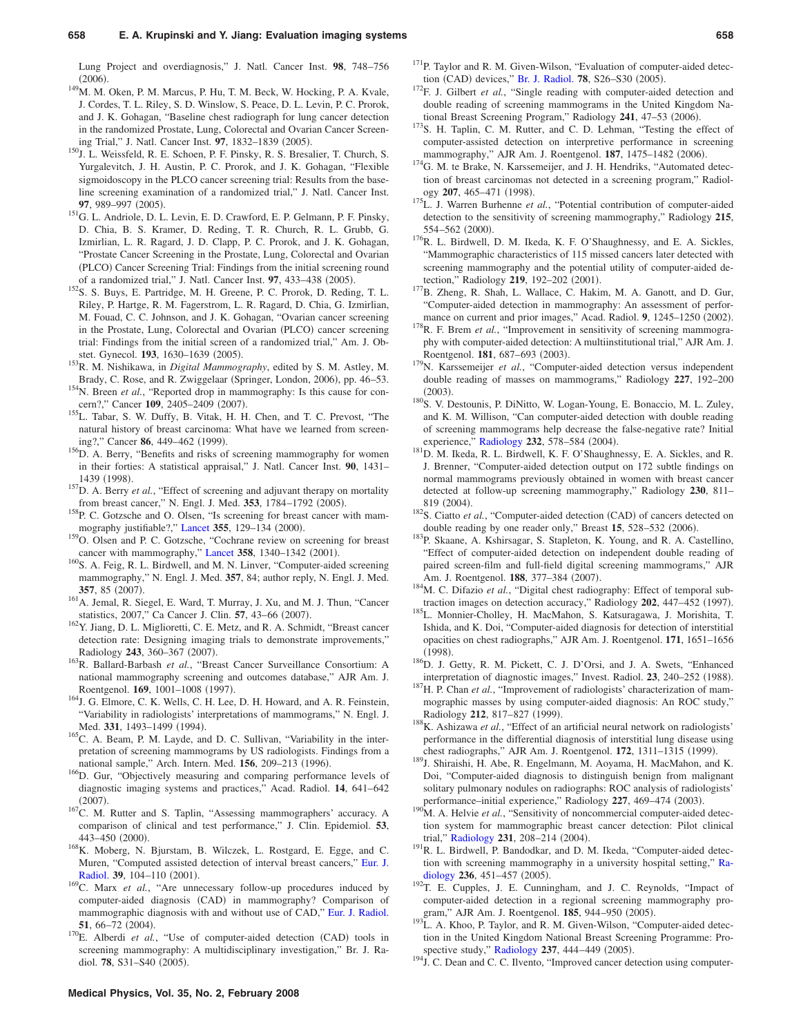Lung Project and overdiagnosis," J. Natl. Cancer Inst. **98**, 748–756 (2006).

[149] M. M. Oken, P. M. Marcus, P. Hu, T. M. Beck, W. Hocking, P. A. Kvale, J. Cordes, T. L. Riley, S. D. Winslow, S. Peace, D. L. Levin, P. C. Prorok, and J. K. Gohagan, "Baseline chest radiograph for lung cancer detection in the randomized Prostate, Lung, Colorectal and Ovarian Cancer Screening Trial," J. Natl. Cancer Inst. **97**, 1832–1839 (2005).

[150] J. L. Weissfeld, R. E. Schoen, P. F. Pinsky, R. S. Bresalier, T. Church, S. Yurgalevitch, J. H. Austin, P. C. Prorok, and J. K. Gohagan, "Flexible sigmoidoscopy in the PLCO cancer screening trial: Results from the baseline screening examination of a randomized trial," J. Natl. Cancer Inst. **97**, 989–997 (2005).

[151] G. L. Andriole, D. L. Levin, E. D. Crawford, E. P. Gelmann, P. F. Pinsky, D. Chia, B. S. Kramer, D. Reding, T. R. Church, R. L. Grubb, G. Izmirlian, L. R. Ragard, J. D. Clapp, P. C. Prorok, and J. K. Gohagan, "Prostate Cancer Screening in the Prostate, Lung, Colorectal and Ovarian (PLCO) Cancer Screening Trial: Findings from the initial screening round of a randomized trial," J. Natl. Cancer Inst. **97**, 433–438 (2005).

[152] S. S. Buys, E. Partridge, M. H. Greene, P. C. Prorok, D. Reding, T. L. Riley, P. Hartge, R. M. Fagerstrom, L. R. Ragard, D. Chia, G. Izmirlian, M. Fouad, C. C. Johnson, and J. K. Gohagan, "Ovarian cancer screening in the Prostate, Lung, Colorectal and Ovarian (PLCO) cancer screening trial: Findings from the initial screen of a randomized trial," Am. J. Obstet. Gynecol. **193**, 1630–1639 (2005).

[153] R. M. Nishikawa, in *Digital Mammography*, edited by S. M. Astley, M. Brady, C. Rose, and R. Zwiggelaar (Springer, London, 2006), pp. 46–53.

[154] N. Breen *et al.*, "Reported drop in mammography: Is this cause for concern?," Cancer **109**, 2405–2409 (2007).

[155] L. Tabar, S. W. Duffy, B. Vitak, H. H. Chen, and T. C. Prevost, "The natural history of breast carcinoma: What have we learned from screening?," Cancer **86**, 449–462 (1999).

[156] D. A. Berry, "Benefits and risks of screening mammography for women in their forties: A statistical appraisal," J. Natl. Cancer Inst. **90**, 1431–1439 (1998).

[157] D. A. Berry *et al.*, "Effect of screening and adjuvant therapy on mortality from breast cancer," N. Engl. J. Med. **353**, 1784–1792 (2005).

[158] P. C. Gotzsche and O. Olsen, "Is screening for breast cancer with mammography justifiable?," Lancet **355**, 129–134 (2000).

[159] O. Olsen and P. C. Gotzsche, "Cochrane review on screening for breast cancer with mammography," Lancet **358**, 1340–1342 (2001).

[160] S. A. Feig, R. L. Birdwell, and M. N. Linver, "Computer-aided screening mammography," N. Engl. J. Med. **357**, 84; author reply, N. Engl. J. Med. **357**, 85 (2007).

[161] A. Jemal, R. Siegel, E. Ward, T. Murray, J. Xu, and M. J. Thun, "Cancer statistics, 2007," Ca Cancer J. Clin. **57**, 43–66 (2007).

[162] Y. Jiang, D. L. Miglioretti, C. E. Metz, and R. A. Schmidt, "Breast cancer detection rate: Designing imaging trials to demonstrate improvements," Radiology **243**, 360–367 (2007).

[163] R. Ballard-Barbash *et al.*, "Breast Cancer Surveillance Consortium: A national mammography screening and outcomes database," AJR Am. J. Roentgenol. **169**, 1001–1008 (1997).

[164] J. G. Elmore, C. K. Wells, C. H. Lee, D. H. Howard, and A. R. Feinstein, "Variability in radiologists' interpretations of mammograms," N. Engl. J. Med. **331**, 1493–1499 (1994).

[165] C. A. Beam, P. M. Layde, and D. C. Sullivan, "Variability in the interpretation of screening mammograms by US radiologists. Findings from a national sample," Arch. Intern. Med. **156**, 209–213 (1996).

[166] D. Gur, "Objectively measuring and comparing performance levels of diagnostic imaging systems and practices," Acad. Radiol. **14**, 641–642 (2007).

[167] C. M. Rutter and S. Taplin, "Assessing mammographers' accuracy. A comparison of clinical and test performance," J. Clin. Epidemiol. **53**, 443–450 (2000).

[168] K. Moberg, N. Bjurstam, B. Wilczek, L. Rostgard, E. Egge, and C. Muren, "Computed assisted detection of interval breast cancers," Eur. J. Radiol. **39**, 104–110 (2001).

[169] C. Marx *et al.*, "Are unnecessary follow-up procedures induced by computer-aided diagnosis (CAD) in mammography? Comparison of mammographic diagnosis with and without use of CAD," Eur. J. Radiol. **51**, 66–72 (2004).

[170] E. Alberdi *et al.*, "Use of computer-aided detection (CAD) tools in screening mammography: A multidisciplinary investigation," Br. J. Radiol. **78**, S31–S40 (2005).

[171] P. Taylor and R. M. Given-Wilson, "Evaluation of computer-aided detection (CAD) devices," Br. J. Radiol. **78**, S26–S30 (2005).

[172] F. J. Gilbert *et al.*, "Single reading with computer-aided detection and double reading of screening mammograms in the United Kingdom National Breast Screening Program," Radiology **241**, 47–53 (2006).

[173] S. H. Taplin, C. M. Rutter, and C. D. Lehman, "Testing the effect of computer-assisted detection on interpretive performance in screening mammography," AJR Am. J. Roentgenol. **187**, 1475–1482 (2006).

[174] G. M. te Brake, N. Karssemeijer, and J. H. Hendriks, "Automated detection of breast carcinomas not detected in a screening program," Radiology **207**, 465–471 (1998).

[175] L. J. Warren Burhenne *et al.*, "Potential contribution of computer-aided detection to the sensitivity of screening mammography," Radiology **215**, 554–562 (2000).

[176] R. L. Birdwell, D. M. Ikeda, K. F. O'Shaughnessy, and E. A. Sickles, "Mammographic characteristics of 115 missed cancers later detected with screening mammography and the potential utility of computer-aided detection," Radiology **219**, 192–202 (2001).

[177] B. Zheng, R. Shah, L. Wallace, C. Hakim, M. A. Ganott, and D. Gur, "Computer-aided detection in mammography: An assessment of performance on current and prior images," Acad. Radiol. **9**, 1245–1250 (2002).

[178] R. F. Brem *et al.*, "Improvement in sensitivity of screening mammography with computer-aided detection: A multiinstitutional trial," AJR Am. J. Roentgenol. **181**, 687–693 (2003).

[179] N. Karssemeijer *et al.*, "Computer-aided detection versus independent double reading of masses on mammograms," Radiology **227**, 192–200 (2003).

[180] S. V. Destounis, P. DiNitto, W. Logan-Young, E. Bonaccio, M. L. Zuley, and K. M. Willison, "Can computer-aided detection with double reading of screening mammograms help decrease the false-negative rate? Initial experience," Radiology **232**, 578–584 (2004).

[181] D. M. Ikeda, R. L. Birdwell, K. F. O'Shaughnessy, E. A. Sickles, and R. J. Brenner, "Computer-aided detection output on 172 subtle findings on normal mammograms previously obtained in women with breast cancer detected at follow-up screening mammography," Radiology **230**, 811–819 (2004).

[182] S. Ciatto *et al.*, "Computer-aided detection (CAD) of cancers detected on double reading by one reader only," Breast **15**, 528–532 (2006).

[183] P. Skaane, A. Kshirsagar, S. Stapleton, K. Young, and R. A. Castellino, "Effect of computer-aided detection on independent double reading of paired screen-film and full-field digital screening mammograms," AJR Am. J. Roentgenol. **188**, 377–384 (2007).

[184] M. C. Difazio *et al.*, "Digital chest radiography: Effect of temporal subtraction images on detection accuracy," Radiology **202**, 447–452 (1997).

[185] L. Monnier-Cholley, H. MacMahon, S. Katsuragawa, J. Morishita, T. Ishida, and K. Doi, "Computer-aided diagnosis for detection of interstitial opacities on chest radiographs," AJR Am. J. Roentgenol. **171**, 1651–1656 (1998).

[186] D. J. Getty, R. M. Pickett, C. J. D'Orsi, and J. A. Swets, "Enhanced interpretation of diagnostic images," Invest. Radiol. **23**, 240–252 (1988).

[187] H. P. Chan *et al.*, "Improvement of radiologists' characterization of mammographic masses by using computer-aided diagnosis: An ROC study," Radiology **212**, 817–827 (1999).

[188] K. Ashizawa *et al.*, "Effect of an artificial neural network on radiologists' performance in the differential diagnosis of interstitial lung disease using chest radiographs," AJR Am. J. Roentgenol. **172**, 1311–1315 (1999).

[189] J. Shiraishi, H. Abe, R. Engelmann, M. Aoyama, H. MacMahon, and K. Doi, "Computer-aided diagnosis to distinguish benign from malignant solitary pulmonary nodules on radiographs: ROC analysis of radiologists' performance–initial experience," Radiology **227**, 469–474 (2003).

[190] M. A. Helvie *et al.*, "Sensitivity of noncommercial computer-aided detection system for mammographic breast cancer detection: Pilot clinical trial," Radiology **231**, 208–214 (2004).

[191] R. L. Birdwell, P. Bandodkar, and D. M. Ikeda, "Computer-aided detection with screening mammography in a university hospital setting," Radiology **236**, 451–457 (2005).

[192] T. E. Cupples, J. E. Cunningham, and J. C. Reynolds, "Impact of computer-aided detection in a regional screening mammography program," AJR Am. J. Roentgenol. **185**, 944–950 (2005).

[193] L. A. Khoo, P. Taylor, and R. M. Given-Wilson, "Computer-aided detection in the United Kingdom National Breast Screening Programme: Prospective study," Radiology **237**, 444–449 (2005).

[194] J. C. Dean and C. C. Ilvento, "Improved cancer detection using computer-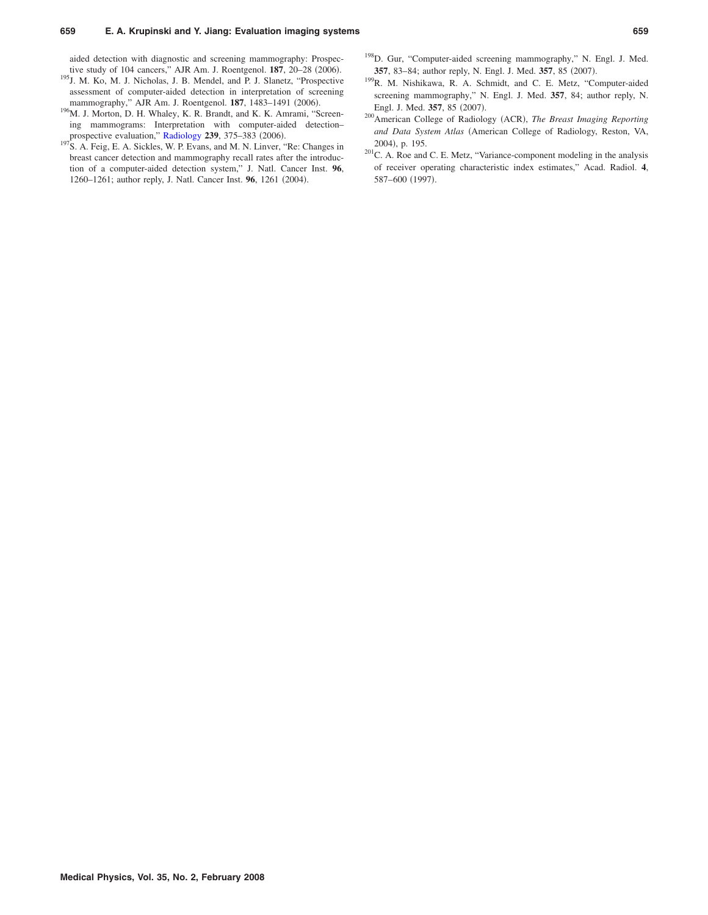aided detection with diagnostic and screening mammography: Prospective study of 104 cancers," AJR Am. J. Roentgenol. **187**, 20–28 (2006).

[195] J. M. Ko, M. J. Nicholas, J. B. Mendel, and P. J. Slanetz, "Prospective assessment of computer-aided detection in interpretation of screening mammography," AJR Am. J. Roentgenol. **187**, 1483–1491 (2006).

[196] M. J. Morton, D. H. Whaley, K. R. Brandt, and K. K. Amrami, "Screening mammograms: Interpretation with computer-aided detection–prospective evaluation," Radiology **239**, 375–383 (2006).

[197] S. A. Feig, E. A. Sickles, W. P. Evans, and M. N. Linver, "Re: Changes in breast cancer detection and mammography recall rates after the introduction of a computer-aided detection system," J. Natl. Cancer Inst. **96**, 1260–1261; author reply, J. Natl. Cancer Inst. **96**, 1261 (2004).

[198] D. Gur, "Computer-aided screening mammography," N. Engl. J. Med. **357**, 83–84; author reply, N. Engl. J. Med. **357**, 85 (2007).

[199] R. M. Nishikawa, R. A. Schmidt, and C. E. Metz, "Computer-aided screening mammography," N. Engl. J. Med. **357**, 84; author reply, N. Engl. J. Med. **357**, 85 (2007).

[200] American College of Radiology (ACR), *The Breast Imaging Reporting and Data System Atlas* (American College of Radiology, Reston, VA, 2004), p. 195.

[201] C. A. Roe and C. E. Metz, "Variance-component modeling in the analysis of receiver operating characteristic index estimates," Acad. Radiol. **4**, 587–600 (1997).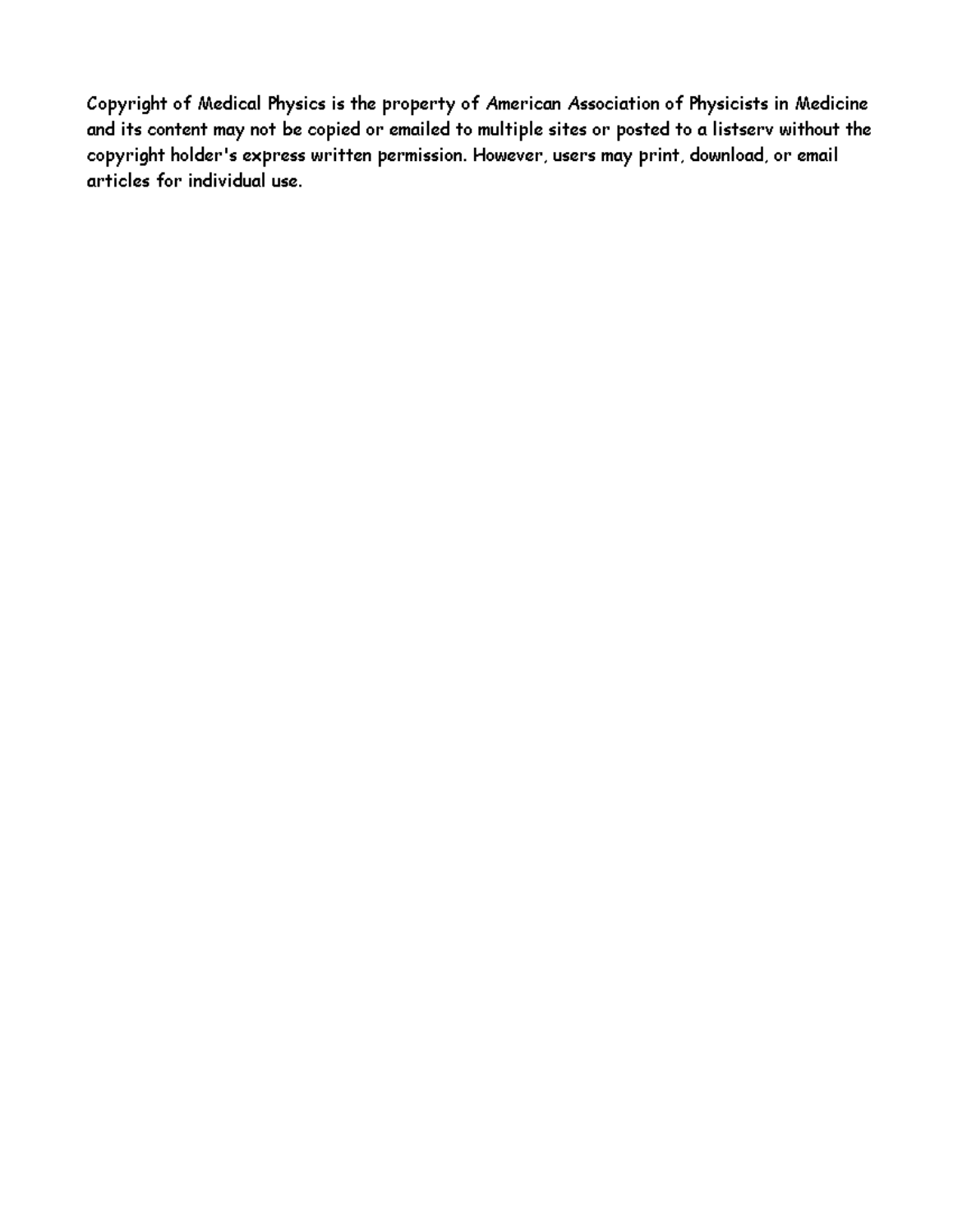Copyright of Medical Physics is the property of American Association of Physicists in Medicine and its content may not be copied or emailed to multiple sites or posted to a listserv without the copyright holder's express written permission. However, users may print, download, or email articles for individual use.